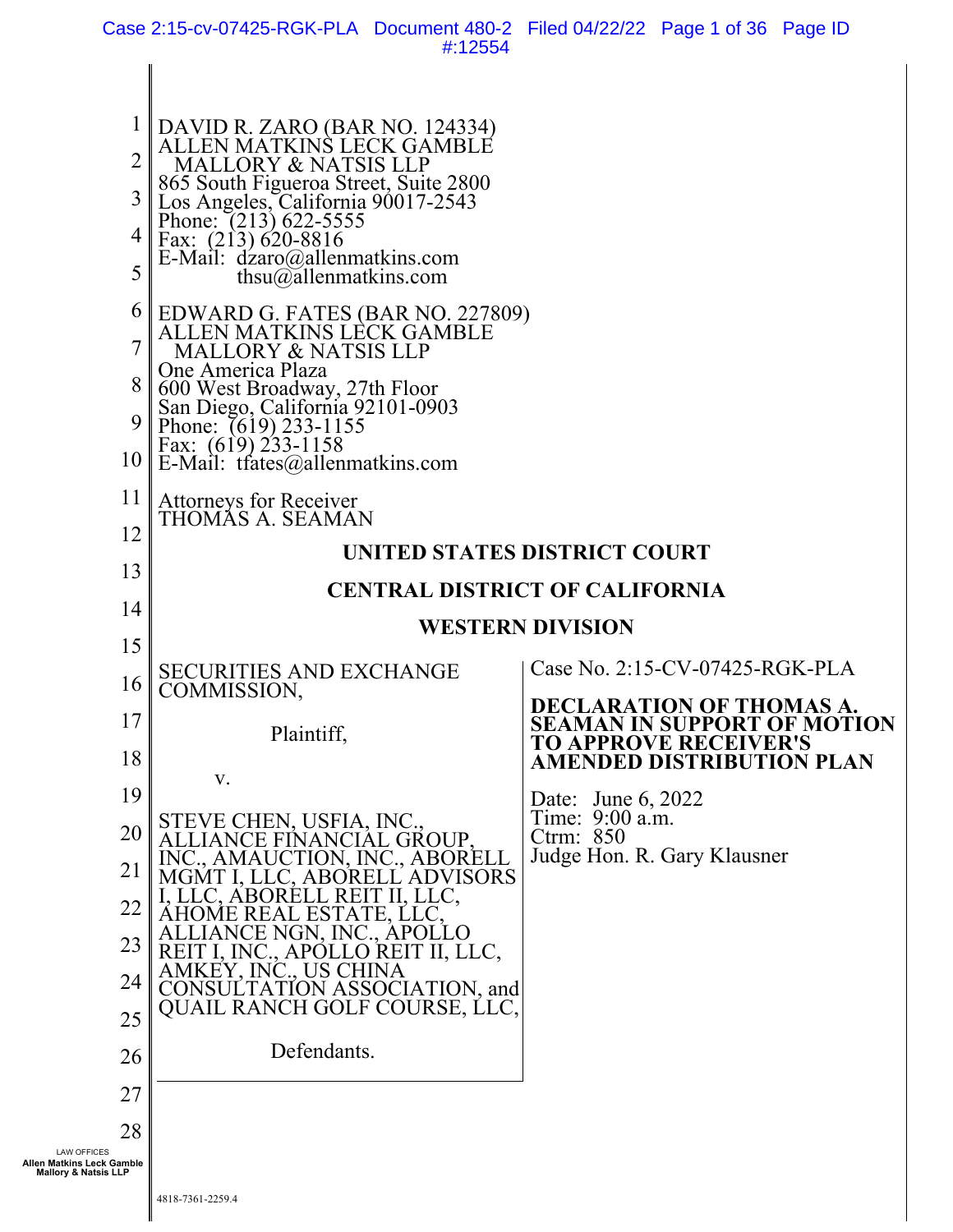DAVID R. ZARO (BAR NO. 124334)
ALLEN MATKINS LECK GAMBLE
MALLORY & NATSIS LLP
865 South Figueroa Street, Suite 2800
Los Angeles, California 90017-2543
Phone: (213) 622-5555
Fax: (213) 620-8816
E-Mail: dzaro@allenmatkins.com
thsu@allenmatkins.com

EDWARD G. FATES (BAR NO. 227809)
ALLEN MATKINS LECK GAMBLE
MALLORY & NATSIS LLP
One America Plaza
600 West Broadway, 27th Floor
San Diego, California 92101-0903
Phone: (619) 233-1155
Fax: (619) 233-1158
E-Mail: tfates@allenmatkins.com

Attorneys for Receiver
THOMAS A. SEAMAN

**UNITED STATES DISTRICT COURT**

**CENTRAL DISTRICT OF CALIFORNIA**

**WESTERN DIVISION**

SECURITIES AND EXCHANGE COMMISSION,

Plaintiff,

v.

STEVE CHEN, USFIA, INC., ALLIANCE FINANCIAL GROUP, INC., AMAUCTION, INC., ABORELL MGMT I, LLC, ABORELL ADVISORS I, LLC, ABORELL REIT II, LLC, AHOME REAL ESTATE, LLC, ALLIANCE NGN, INC., APOLLO REIT I, INC., APOLLO REIT II, LLC, AMKEY, INC., US CHINA CONSULTATION ASSOCIATION, and QUAIL RANCH GOLF COURSE, LLC,

Defendants.

Case No. 2:15-CV-07425-RGK-PLA

**DECLARATION OF THOMAS A. SEAMAN IN SUPPORT OF MOTION TO APPROVE RECEIVER'S AMENDED DISTRIBUTION PLAN**

Date: June 6, 2022
Time: 9:00 a.m.
Ctrm: 850
Judge Hon. R. Gary Klausner

4818-7361-2259.4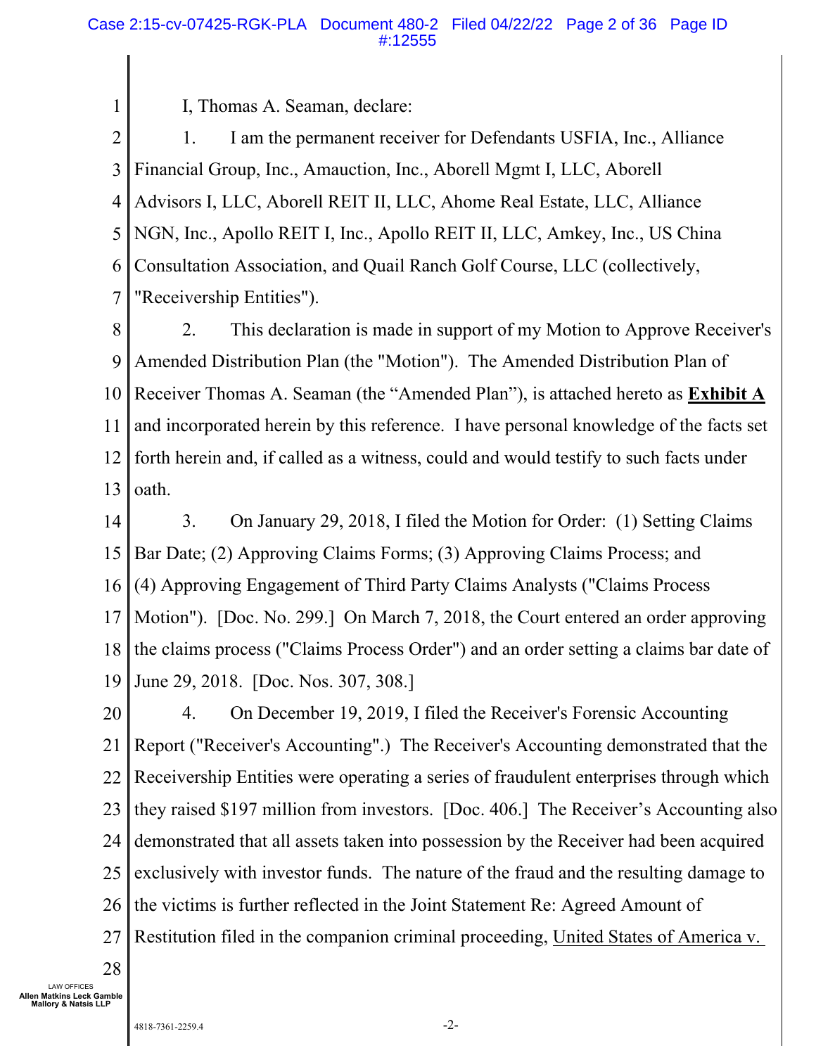I, Thomas A. Seaman, declare:

1. I am the permanent receiver for Defendants USFIA, Inc., Alliance Financial Group, Inc., Amauction, Inc., Aborell Mgmt I, LLC, Aborell Advisors I, LLC, Aborell REIT II, LLC, Ahome Real Estate, LLC, Alliance NGN, Inc., Apollo REIT I, Inc., Apollo REIT II, LLC, Amkey, Inc., US China Consultation Association, and Quail Ranch Golf Course, LLC (collectively, "Receivership Entities").

2. This declaration is made in support of my Motion to Approve Receiver's Amended Distribution Plan (the "Motion"). The Amended Distribution Plan of Receiver Thomas A. Seaman (the "Amended Plan"), is attached hereto as **Exhibit A** and incorporated herein by this reference. I have personal knowledge of the facts set forth herein and, if called as a witness, could and would testify to such facts under oath.

3. On January 29, 2018, I filed the Motion for Order: (1) Setting Claims Bar Date; (2) Approving Claims Forms; (3) Approving Claims Process; and (4) Approving Engagement of Third Party Claims Analysts ("Claims Process Motion"). [Doc. No. 299.] On March 7, 2018, the Court entered an order approving the claims process ("Claims Process Order") and an order setting a claims bar date of June 29, 2018. [Doc. Nos. 307, 308.]

4. On December 19, 2019, I filed the Receiver's Forensic Accounting Report ("Receiver's Accounting".) The Receiver's Accounting demonstrated that the Receivership Entities were operating a series of fraudulent enterprises through which they raised $197 million from investors. [Doc. 406.] The Receiver's Accounting also demonstrated that all assets taken into possession by the Receiver had been acquired exclusively with investor funds. The nature of the fraud and the resulting damage to the victims is further reflected in the Joint Statement Re: Agreed Amount of Restitution filed in the companion criminal proceeding, United States of America v.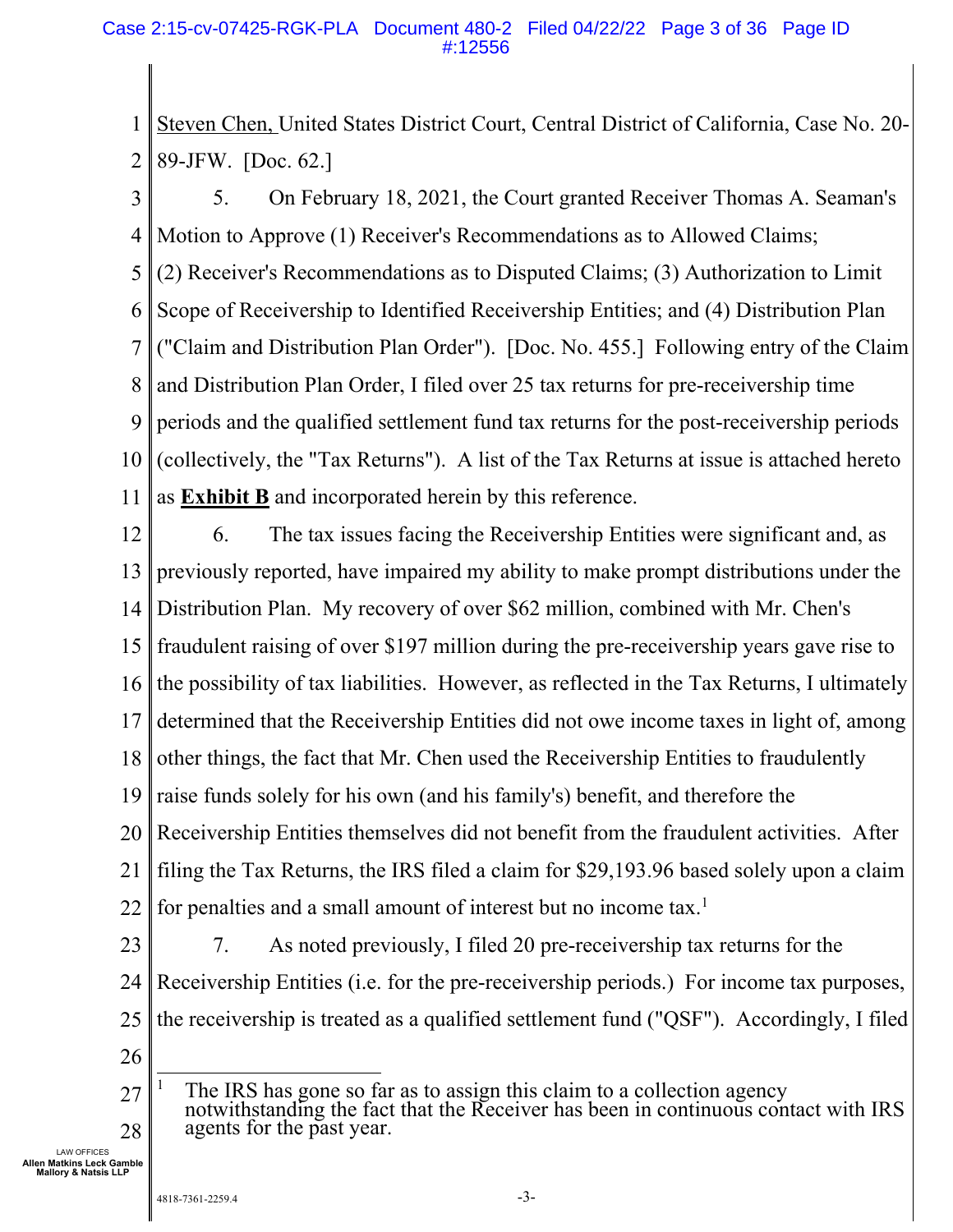Steven Chen, United States District Court, Central District of California, Case No. 20-89-JFW. [Doc. 62.]

5. On February 18, 2021, the Court granted Receiver Thomas A. Seaman's Motion to Approve (1) Receiver's Recommendations as to Allowed Claims; (2) Receiver's Recommendations as to Disputed Claims; (3) Authorization to Limit Scope of Receivership to Identified Receivership Entities; and (4) Distribution Plan ("Claim and Distribution Plan Order"). [Doc. No. 455.] Following entry of the Claim and Distribution Plan Order, I filed over 25 tax returns for pre-receivership time periods and the qualified settlement fund tax returns for the post-receivership periods (collectively, the "Tax Returns"). A list of the Tax Returns at issue is attached hereto as **Exhibit B** and incorporated herein by this reference.

6. The tax issues facing the Receivership Entities were significant and, as previously reported, have impaired my ability to make prompt distributions under the Distribution Plan. My recovery of over $62 million, combined with Mr. Chen's fraudulent raising of over $197 million during the pre-receivership years gave rise to the possibility of tax liabilities. However, as reflected in the Tax Returns, I ultimately determined that the Receivership Entities did not owe income taxes in light of, among other things, the fact that Mr. Chen used the Receivership Entities to fraudulently raise funds solely for his own (and his family's) benefit, and therefore the Receivership Entities themselves did not benefit from the fraudulent activities. After filing the Tax Returns, the IRS filed a claim for $29,193.96 based solely upon a claim for penalties and a small amount of interest but no income tax.[1]

7. As noted previously, I filed 20 pre-receivership tax returns for the Receivership Entities (i.e. for the pre-receivership periods.) For income tax purposes, the receivership is treated as a qualified settlement fund ("QSF"). Accordingly, I filed

---

[1] The IRS has gone so far as to assign this claim to a collection agency notwithstanding the fact that the Receiver has been in continuous contact with IRS agents for the past year.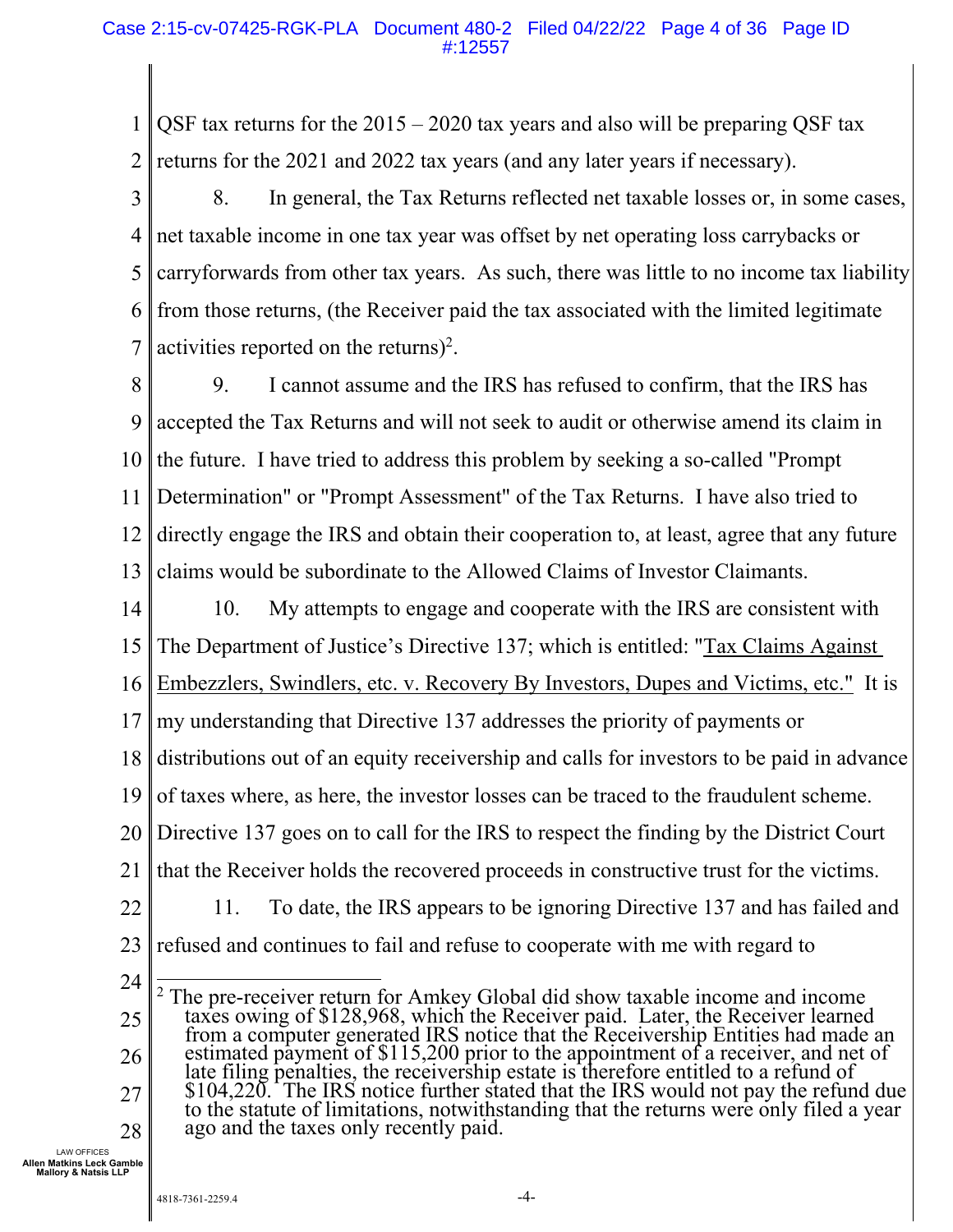QSF tax returns for the 2015 – 2020 tax years and also will be preparing QSF tax returns for the 2021 and 2022 tax years (and any later years if necessary).

8. In general, the Tax Returns reflected net taxable losses or, in some cases, net taxable income in one tax year was offset by net operating loss carrybacks or carryforwards from other tax years. As such, there was little to no income tax liability from those returns, (the Receiver paid the tax associated with the limited legitimate activities reported on the returns)[2].

9. I cannot assume and the IRS has refused to confirm, that the IRS has accepted the Tax Returns and will not seek to audit or otherwise amend its claim in the future. I have tried to address this problem by seeking a so-called "Prompt Determination" or "Prompt Assessment" of the Tax Returns. I have also tried to directly engage the IRS and obtain their cooperation to, at least, agree that any future claims would be subordinate to the Allowed Claims of Investor Claimants.

10. My attempts to engage and cooperate with the IRS are consistent with The Department of Justice's Directive 137; which is entitled: "Tax Claims Against Embezzlers, Swindlers, etc. v. Recovery By Investors, Dupes and Victims, etc." It is my understanding that Directive 137 addresses the priority of payments or distributions out of an equity receivership and calls for investors to be paid in advance of taxes where, as here, the investor losses can be traced to the fraudulent scheme. Directive 137 goes on to call for the IRS to respect the finding by the District Court that the Receiver holds the recovered proceeds in constructive trust for the victims.

11. To date, the IRS appears to be ignoring Directive 137 and has failed and refused and continues to fail and refuse to cooperate with me with regard to

---

[2] The pre-receiver return for Amkey Global did show taxable income and income taxes owing of $128,968, which the Receiver paid. Later, the Receiver learned from a computer generated IRS notice that the Receivership Entities had made an estimated payment of $115,200 prior to the appointment of a receiver, and net of late filing penalties, the receivership estate is therefore entitled to a refund of $104,220. The IRS notice further stated that the IRS would not pay the refund due to the statute of limitations, notwithstanding that the returns were only filed a year ago and the taxes only recently paid.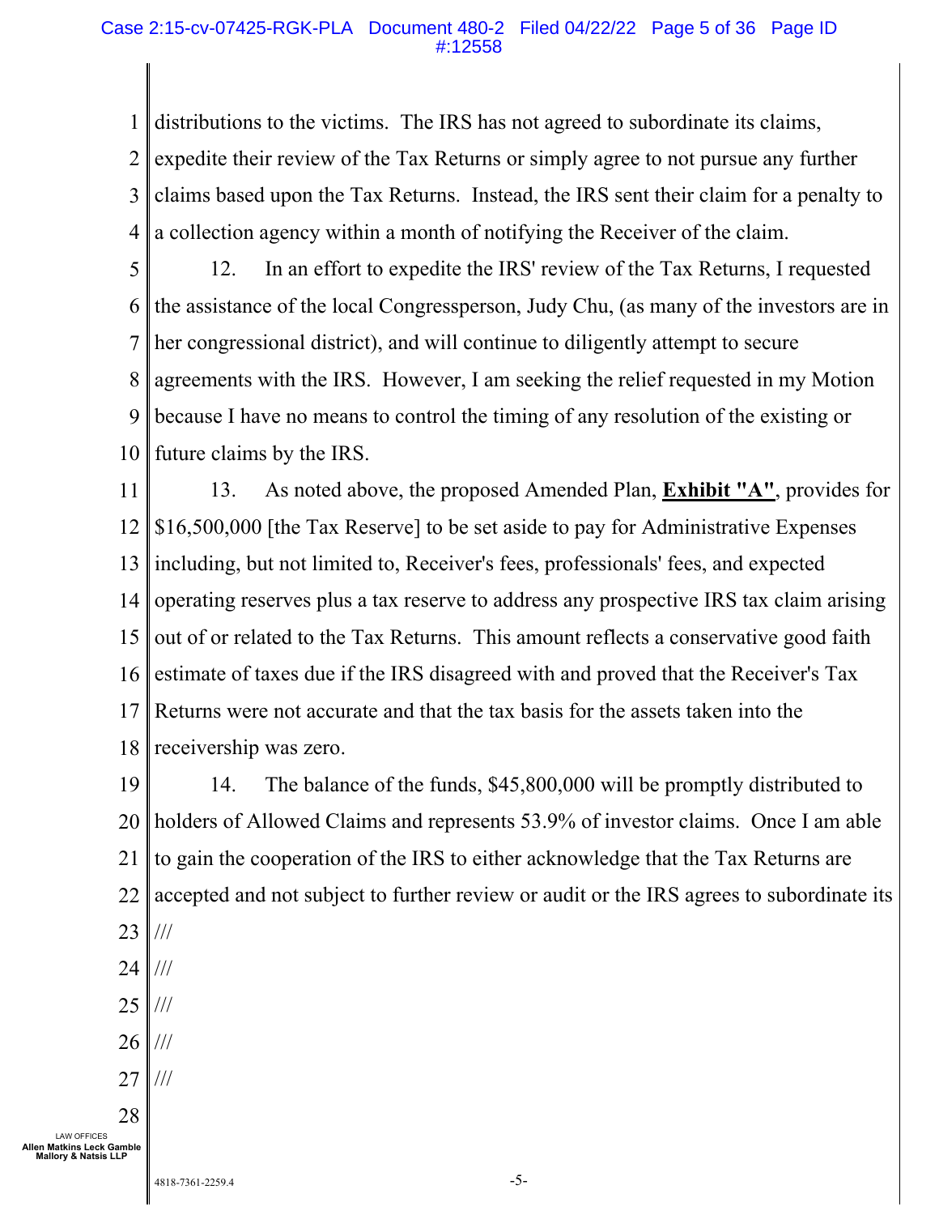distributions to the victims. The IRS has not agreed to subordinate its claims, expedite their review of the Tax Returns or simply agree to not pursue any further claims based upon the Tax Returns. Instead, the IRS sent their claim for a penalty to a collection agency within a month of notifying the Receiver of the claim.

12. In an effort to expedite the IRS' review of the Tax Returns, I requested the assistance of the local Congressperson, Judy Chu, (as many of the investors are in her congressional district), and will continue to diligently attempt to secure agreements with the IRS. However, I am seeking the relief requested in my Motion because I have no means to control the timing of any resolution of the existing or future claims by the IRS.

13. As noted above, the proposed Amended Plan, **Exhibit "A"**, provides for $16,500,000 [the Tax Reserve] to be set aside to pay for Administrative Expenses including, but not limited to, Receiver's fees, professionals' fees, and expected operating reserves plus a tax reserve to address any prospective IRS tax claim arising out of or related to the Tax Returns. This amount reflects a conservative good faith estimate of taxes due if the IRS disagreed with and proved that the Receiver's Tax Returns were not accurate and that the tax basis for the assets taken into the receivership was zero.

14. The balance of the funds, $45,800,000 will be promptly distributed to holders of Allowed Claims and represents 53.9% of investor claims. Once I am able to gain the cooperation of the IRS to either acknowledge that the Tax Returns are accepted and not subject to further review or audit or the IRS agrees to subordinate its

///

///

///

///

///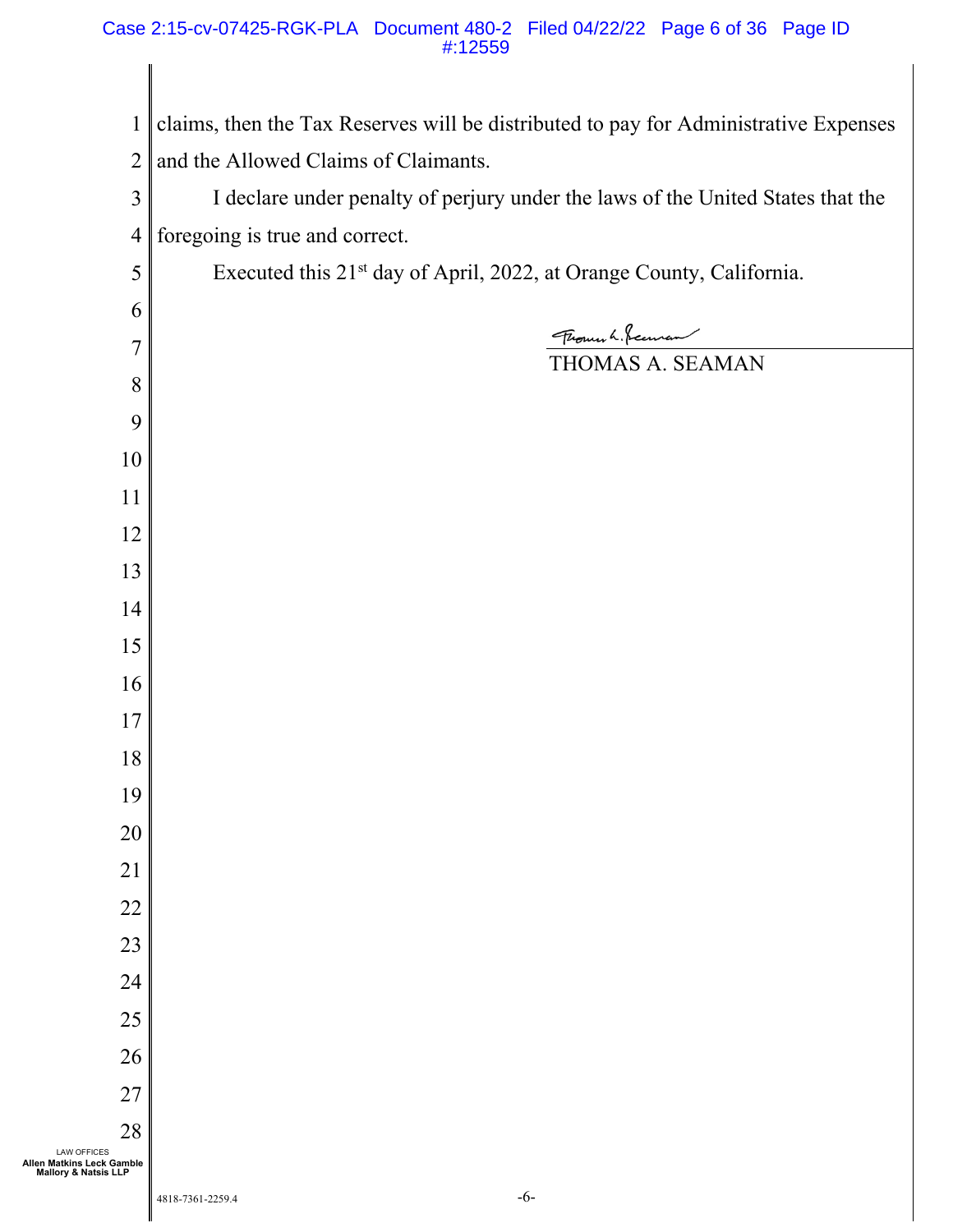claims, then the Tax Reserves will be distributed to pay for Administrative Expenses and the Allowed Claims of Claimants.

I declare under penalty of perjury under the laws of the United States that the foregoing is true and correct.

Executed this 21st day of April, 2022, at Orange County, California.

THOMAS A. SEAMAN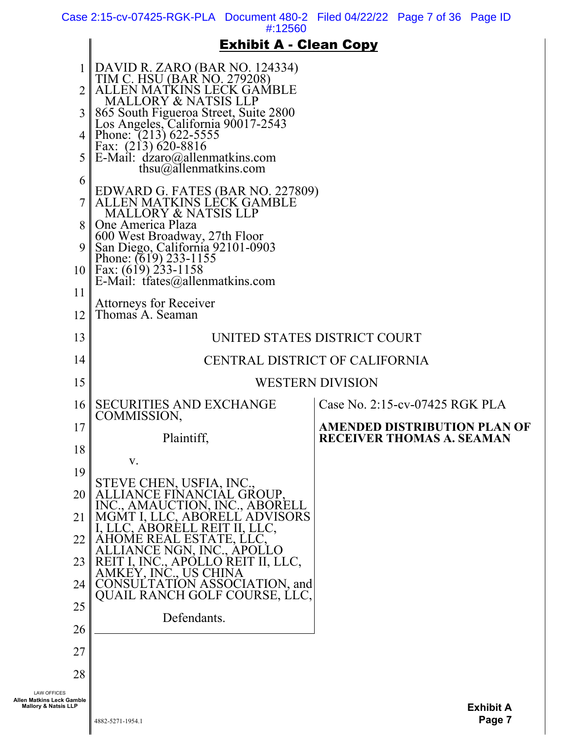**Exhibit A - Clean Copy**

DAVID R. ZARO (BAR NO. 124334)
TIM C. HSU (BAR NO. 279208)
ALLEN MATKINS LECK GAMBLE
MALLORY & NATSIS LLP
865 South Figueroa Street, Suite 2800
Los Angeles, California 90017-2543
Phone: (213) 622-5555
Fax: (213) 620-8816
E-Mail: dzaro@allenmatkins.com
thsu@allenmatkins.com

EDWARD G. FATES (BAR NO. 227809)
ALLEN MATKINS LECK GAMBLE
MALLORY & NATSIS LLP
One America Plaza
600 West Broadway, 27th Floor
San Diego, California 92101-0903
Phone: (619) 233-1155
Fax: (619) 233-1158
E-Mail: tfates@allenmatkins.com

Attorneys for Receiver
Thomas A. Seaman

UNITED STATES DISTRICT COURT

CENTRAL DISTRICT OF CALIFORNIA

WESTERN DIVISION

| | |
|---|---|
| SECURITIES AND EXCHANGE COMMISSION,<br><br>Plaintiff,<br><br>v.<br><br>STEVE CHEN, USFIA, INC., ALLIANCE FINANCIAL GROUP, INC., AMAUCTION, INC., ABORELL MGMT I, LLC, ABORELL ADVISORS I, LLC, ABORELL REIT II, LLC, AHOME REAL ESTATE, LLC, ALLIANCE NGN, INC., APOLLO REIT I, INC., APOLLO REIT II, LLC, AMKEY, INC., US CHINA CONSULTATION ASSOCIATION, and QUAIL RANCH GOLF COURSE, LLC,<br><br>Defendants. | Case No. 2:15-cv-07425 RGK PLA<br><br>**AMENDED DISTRIBUTION PLAN OF RECEIVER THOMAS A. SEAMAN** |

Exhibit A
Page 7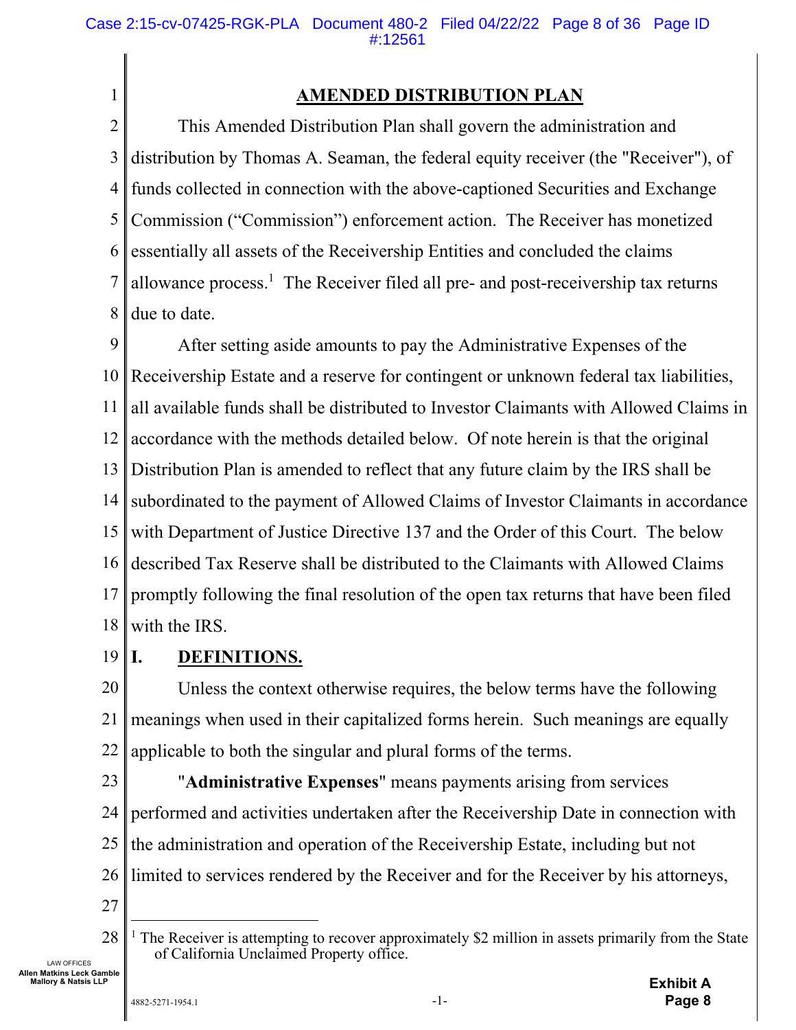# AMENDED DISTRIBUTION PLAN

This Amended Distribution Plan shall govern the administration and distribution by Thomas A. Seaman, the federal equity receiver (the "Receiver"), of funds collected in connection with the above-captioned Securities and Exchange Commission ("Commission") enforcement action. The Receiver has monetized essentially all assets of the Receivership Entities and concluded the claims allowance process.[1] The Receiver filed all pre- and post-receivership tax returns due to date.

After setting aside amounts to pay the Administrative Expenses of the Receivership Estate and a reserve for contingent or unknown federal tax liabilities, all available funds shall be distributed to Investor Claimants with Allowed Claims in accordance with the methods detailed below. Of note herein is that the original Distribution Plan is amended to reflect that any future claim by the IRS shall be subordinated to the payment of Allowed Claims of Investor Claimants in accordance with Department of Justice Directive 137 and the Order of this Court. The below described Tax Reserve shall be distributed to the Claimants with Allowed Claims promptly following the final resolution of the open tax returns that have been filed with the IRS.

## I. DEFINITIONS.

Unless the context otherwise requires, the below terms have the following meanings when used in their capitalized forms herein. Such meanings are equally applicable to both the singular and plural forms of the terms.

"**Administrative Expenses**" means payments arising from services performed and activities undertaken after the Receivership Date in connection with the administration and operation of the Receivership Estate, including but not limited to services rendered by the Receiver and for the Receiver by his attorneys,

---

[1] The Receiver is attempting to recover approximately $2 million in assets primarily from the State of California Unclaimed Property office.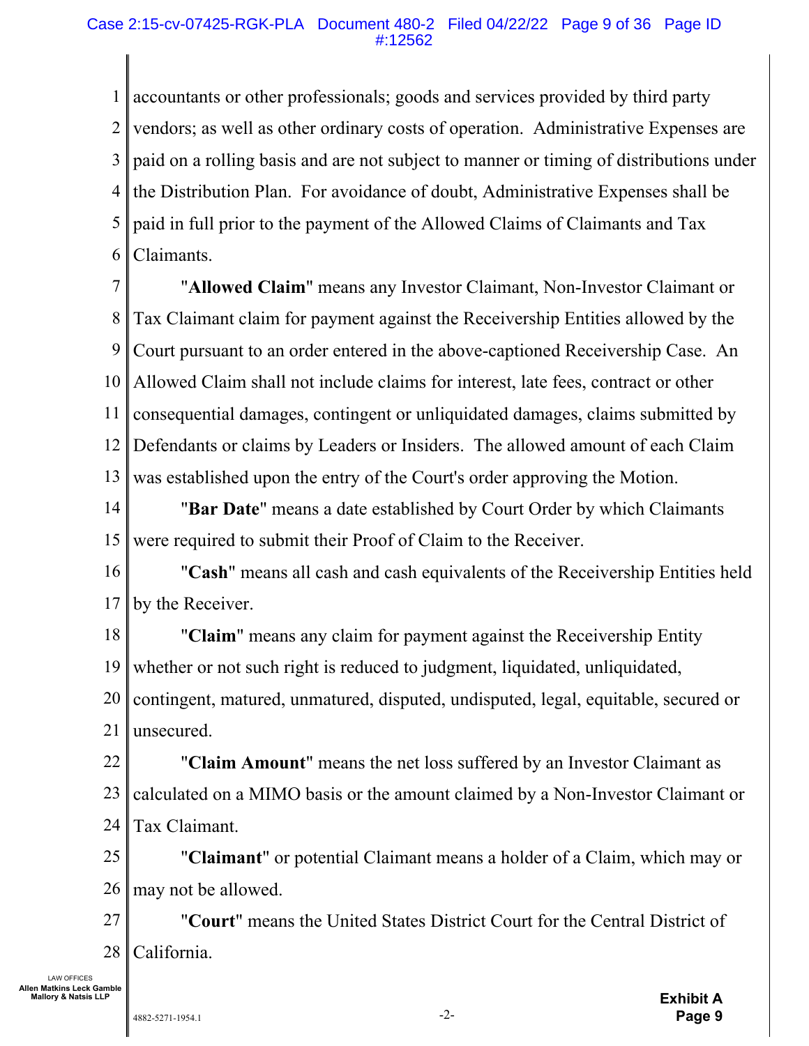accountants or other professionals; goods and services provided by third party vendors; as well as other ordinary costs of operation. Administrative Expenses are paid on a rolling basis and are not subject to manner or timing of distributions under the Distribution Plan. For avoidance of doubt, Administrative Expenses shall be paid in full prior to the payment of the Allowed Claims of Claimants and Tax Claimants.

"**Allowed Claim**" means any Investor Claimant, Non-Investor Claimant or Tax Claimant claim for payment against the Receivership Entities allowed by the Court pursuant to an order entered in the above-captioned Receivership Case. An Allowed Claim shall not include claims for interest, late fees, contract or other consequential damages, contingent or unliquidated damages, claims submitted by Defendants or claims by Leaders or Insiders. The allowed amount of each Claim was established upon the entry of the Court's order approving the Motion.

"**Bar Date**" means a date established by Court Order by which Claimants were required to submit their Proof of Claim to the Receiver.

"**Cash**" means all cash and cash equivalents of the Receivership Entities held by the Receiver.

"**Claim**" means any claim for payment against the Receivership Entity whether or not such right is reduced to judgment, liquidated, unliquidated, contingent, matured, unmatured, disputed, undisputed, legal, equitable, secured or unsecured.

"**Claim Amount**" means the net loss suffered by an Investor Claimant as calculated on a MIMO basis or the amount claimed by a Non-Investor Claimant or Tax Claimant.

"**Claimant**" or potential Claimant means a holder of a Claim, which may or may not be allowed.

"**Court**" means the United States District Court for the Central District of California.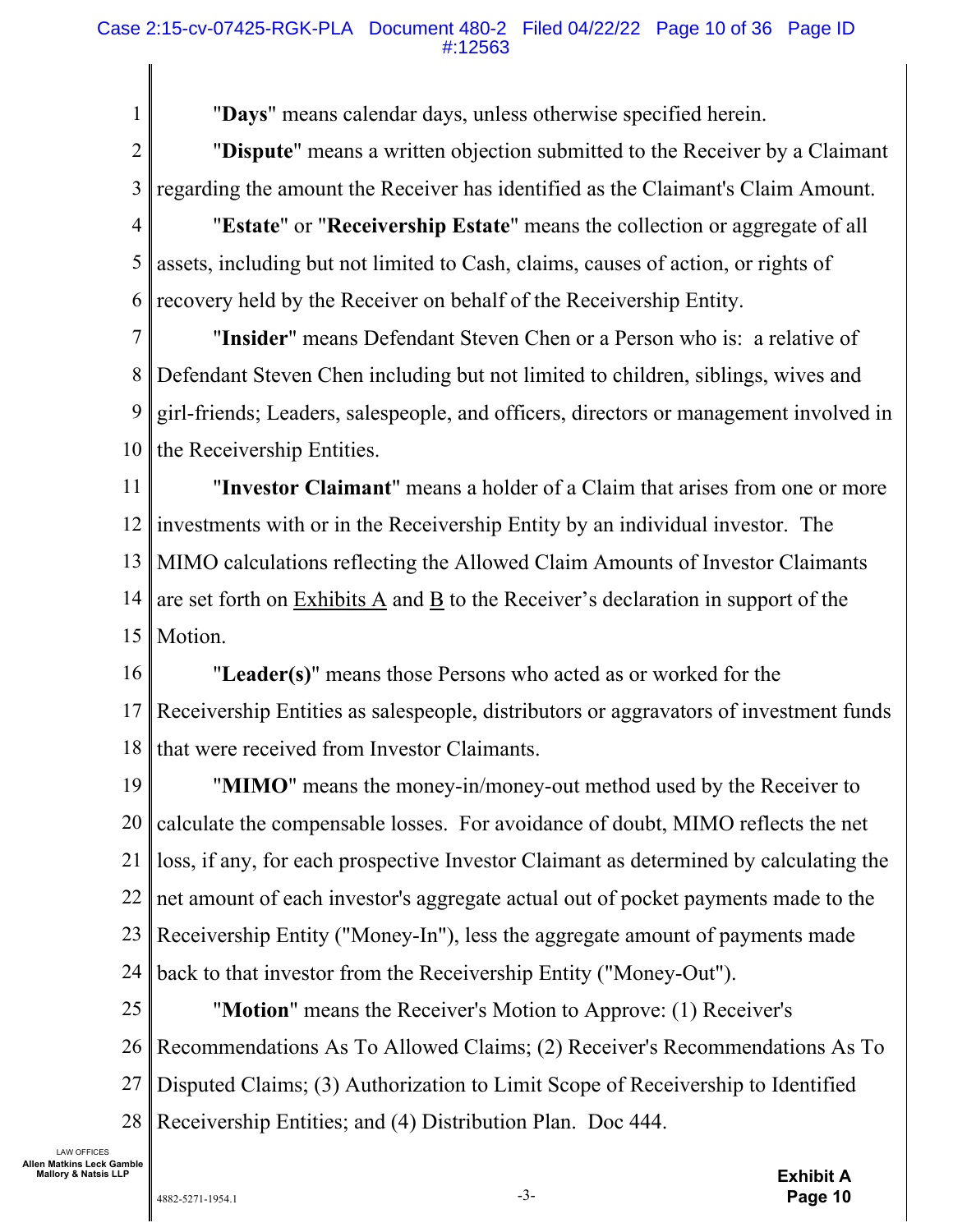"**Days**" means calendar days, unless otherwise specified herein.

"**Dispute**" means a written objection submitted to the Receiver by a Claimant regarding the amount the Receiver has identified as the Claimant's Claim Amount.

"**Estate**" or "**Receivership Estate**" means the collection or aggregate of all assets, including but not limited to Cash, claims, causes of action, or rights of recovery held by the Receiver on behalf of the Receivership Entity.

"**Insider**" means Defendant Steven Chen or a Person who is: a relative of Defendant Steven Chen including but not limited to children, siblings, wives and girl-friends; Leaders, salespeople, and officers, directors or management involved in the Receivership Entities.

"**Investor Claimant**" means a holder of a Claim that arises from one or more investments with or in the Receivership Entity by an individual investor. The MIMO calculations reflecting the Allowed Claim Amounts of Investor Claimants are set forth on Exhibits A and B to the Receiver's declaration in support of the Motion.

"**Leader(s)**" means those Persons who acted as or worked for the Receivership Entities as salespeople, distributors or aggravators of investment funds that were received from Investor Claimants.

"**MIMO**" means the money-in/money-out method used by the Receiver to calculate the compensable losses. For avoidance of doubt, MIMO reflects the net loss, if any, for each prospective Investor Claimant as determined by calculating the net amount of each investor's aggregate actual out of pocket payments made to the Receivership Entity ("Money-In"), less the aggregate amount of payments made back to that investor from the Receivership Entity ("Money-Out").

"**Motion**" means the Receiver's Motion to Approve: (1) Receiver's Recommendations As To Allowed Claims; (2) Receiver's Recommendations As To Disputed Claims; (3) Authorization to Limit Scope of Receivership to Identified Receivership Entities; and (4) Distribution Plan. Doc 444.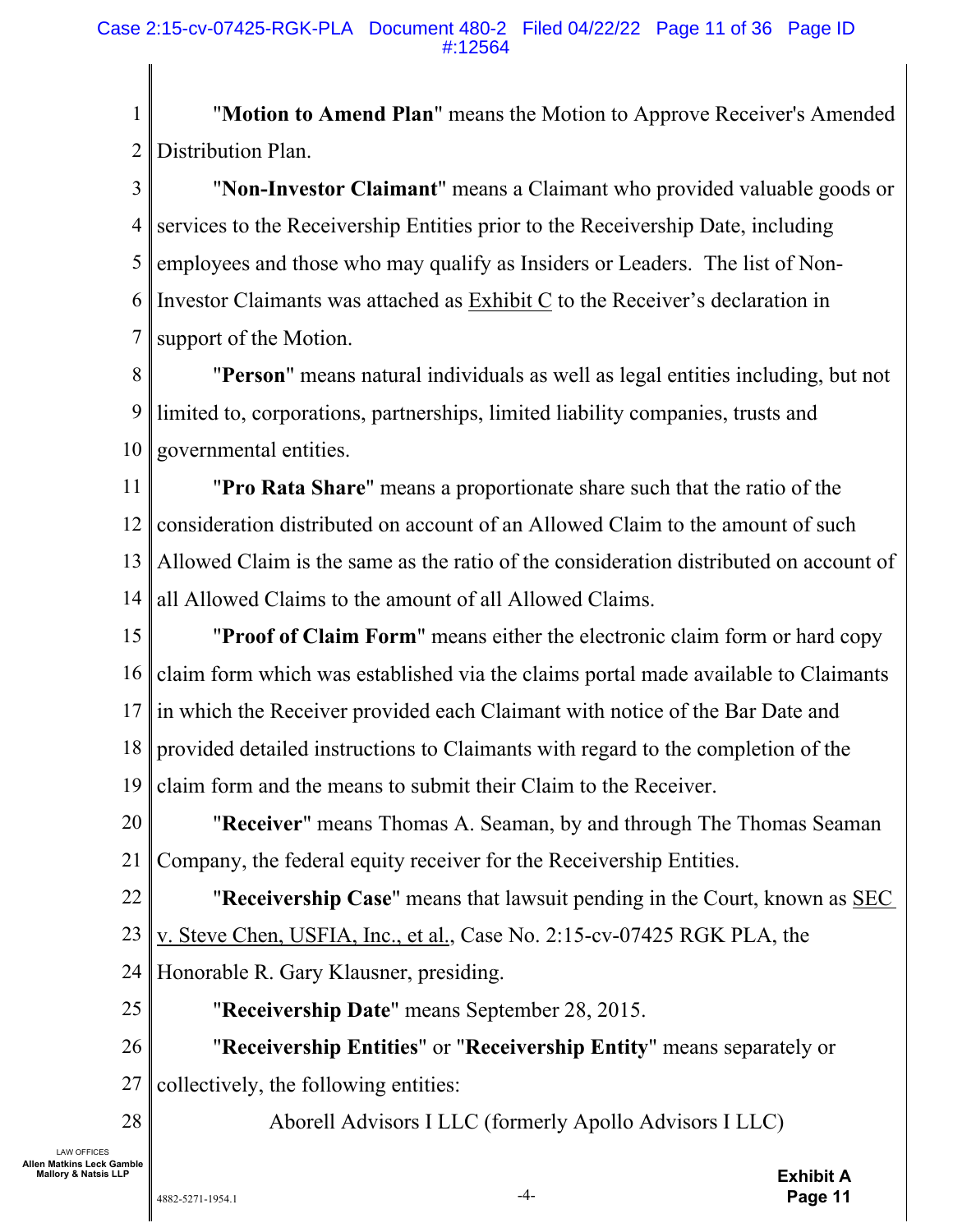"**Motion to Amend Plan**" means the Motion to Approve Receiver's Amended Distribution Plan.

"**Non-Investor Claimant**" means a Claimant who provided valuable goods or services to the Receivership Entities prior to the Receivership Date, including employees and those who may qualify as Insiders or Leaders. The list of Non-Investor Claimants was attached as Exhibit C to the Receiver's declaration in support of the Motion.

"**Person**" means natural individuals as well as legal entities including, but not limited to, corporations, partnerships, limited liability companies, trusts and governmental entities.

"**Pro Rata Share**" means a proportionate share such that the ratio of the consideration distributed on account of an Allowed Claim to the amount of such Allowed Claim is the same as the ratio of the consideration distributed on account of all Allowed Claims to the amount of all Allowed Claims.

"**Proof of Claim Form**" means either the electronic claim form or hard copy claim form which was established via the claims portal made available to Claimants in which the Receiver provided each Claimant with notice of the Bar Date and provided detailed instructions to Claimants with regard to the completion of the claim form and the means to submit their Claim to the Receiver.

"**Receiver**" means Thomas A. Seaman, by and through The Thomas Seaman Company, the federal equity receiver for the Receivership Entities.

"**Receivership Case**" means that lawsuit pending in the Court, known as SEC v. Steve Chen, USFIA, Inc., et al., Case No. 2:15-cv-07425 RGK PLA, the Honorable R. Gary Klausner, presiding.

"**Receivership Date**" means September 28, 2015.

"**Receivership Entities**" or "**Receivership Entity**" means separately or collectively, the following entities:

Aborell Advisors I LLC (formerly Apollo Advisors I LLC)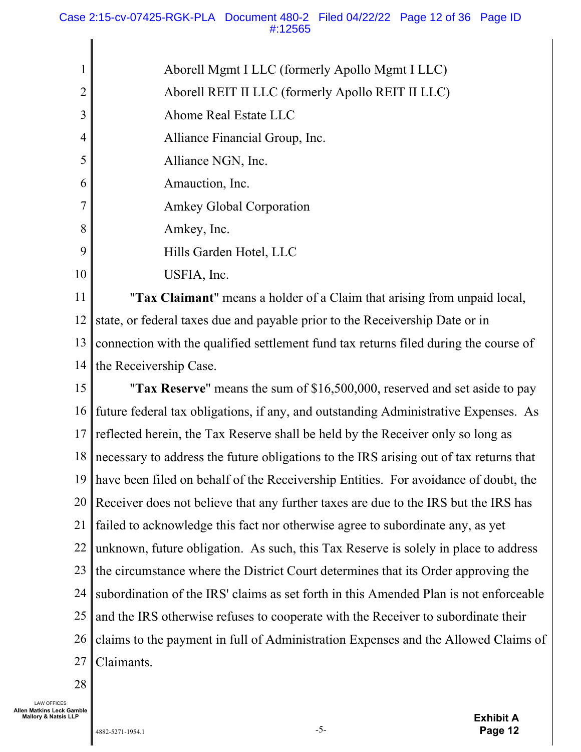Aborell Mgmt I LLC (formerly Apollo Mgmt I LLC)

Aborell REIT II LLC (formerly Apollo REIT II LLC)

Ahome Real Estate LLC

Alliance Financial Group, Inc.

Alliance NGN, Inc.

Amauction, Inc.

Amkey Global Corporation

Amkey, Inc.

Hills Garden Hotel, LLC

USFIA, Inc.

"**Tax Claimant**" means a holder of a Claim that arising from unpaid local, state, or federal taxes due and payable prior to the Receivership Date or in connection with the qualified settlement fund tax returns filed during the course of the Receivership Case.

"**Tax Reserve**" means the sum of $16,500,000, reserved and set aside to pay future federal tax obligations, if any, and outstanding Administrative Expenses. As reflected herein, the Tax Reserve shall be held by the Receiver only so long as necessary to address the future obligations to the IRS arising out of tax returns that have been filed on behalf of the Receivership Entities. For avoidance of doubt, the Receiver does not believe that any further taxes are due to the IRS but the IRS has failed to acknowledge this fact nor otherwise agree to subordinate any, as yet unknown, future obligation. As such, this Tax Reserve is solely in place to address the circumstance where the District Court determines that its Order approving the subordination of the IRS' claims as set forth in this Amended Plan is not enforceable and the IRS otherwise refuses to cooperate with the Receiver to subordinate their claims to the payment in full of Administration Expenses and the Allowed Claims of Claimants.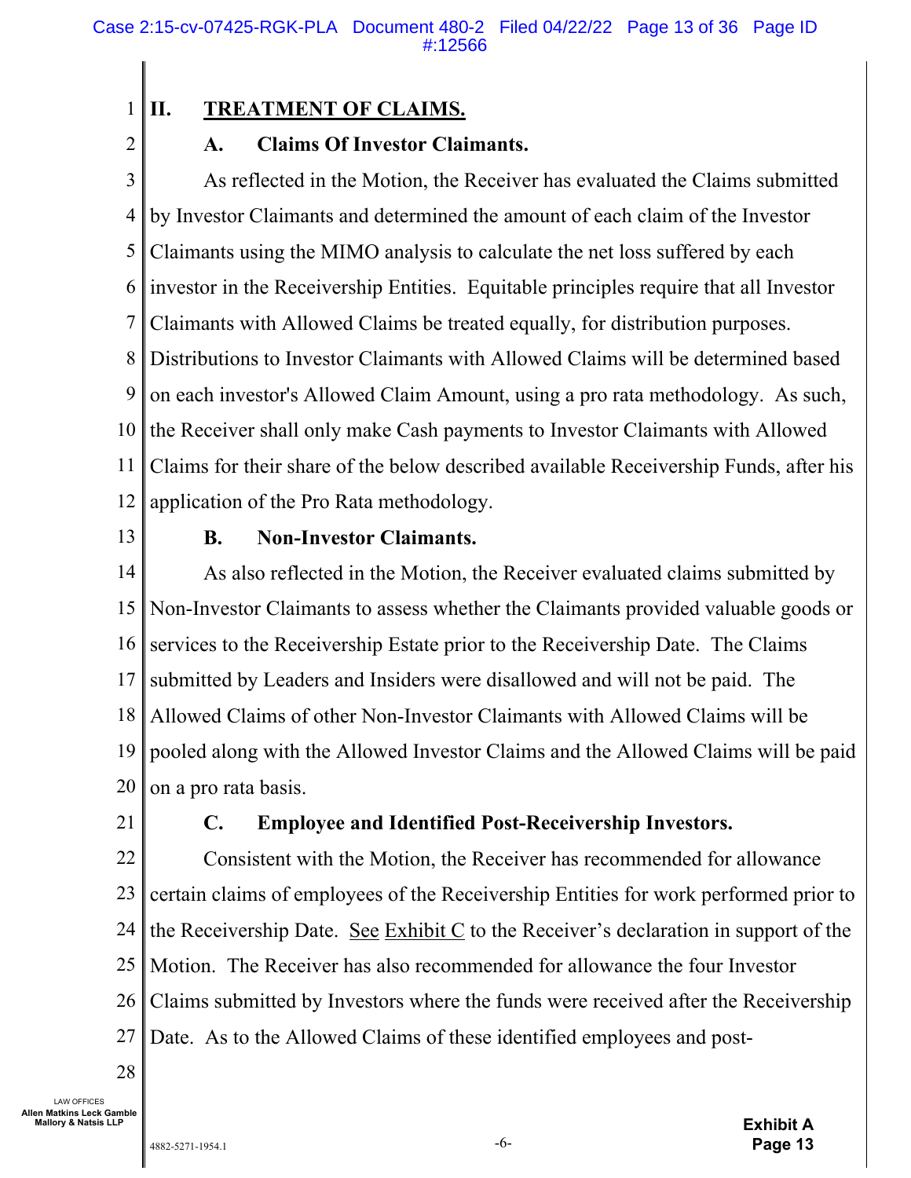## II. TREATMENT OF CLAIMS.

### A. Claims Of Investor Claimants.

As reflected in the Motion, the Receiver has evaluated the Claims submitted by Investor Claimants and determined the amount of each claim of the Investor Claimants using the MIMO analysis to calculate the net loss suffered by each investor in the Receivership Entities. Equitable principles require that all Investor Claimants with Allowed Claims be treated equally, for distribution purposes. Distributions to Investor Claimants with Allowed Claims will be determined based on each investor's Allowed Claim Amount, using a pro rata methodology. As such, the Receiver shall only make Cash payments to Investor Claimants with Allowed Claims for their share of the below described available Receivership Funds, after his application of the Pro Rata methodology.

### B. Non-Investor Claimants.

As also reflected in the Motion, the Receiver evaluated claims submitted by Non-Investor Claimants to assess whether the Claimants provided valuable goods or services to the Receivership Estate prior to the Receivership Date. The Claims submitted by Leaders and Insiders were disallowed and will not be paid. The Allowed Claims of other Non-Investor Claimants with Allowed Claims will be pooled along with the Allowed Investor Claims and the Allowed Claims will be paid on a pro rata basis.

### C. Employee and Identified Post-Receivership Investors.

Consistent with the Motion, the Receiver has recommended for allowance certain claims of employees of the Receivership Entities for work performed prior to the Receivership Date. See Exhibit C to the Receiver's declaration in support of the Motion. The Receiver has also recommended for allowance the four Investor Claims submitted by Investors where the funds were received after the Receivership Date. As to the Allowed Claims of these identified employees and post-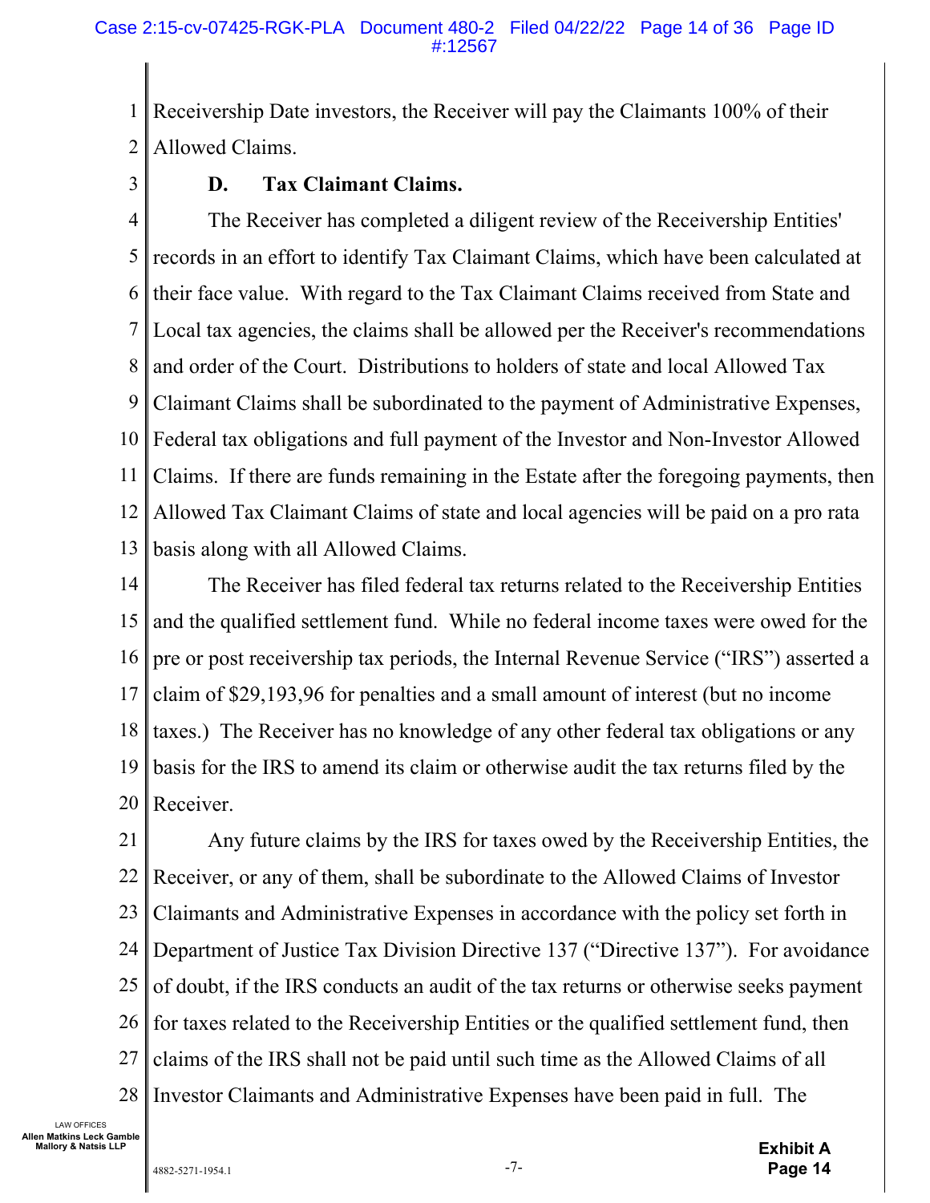Receivership Date investors, the Receiver will pay the Claimants 100% of their Allowed Claims.

### D. Tax Claimant Claims.

The Receiver has completed a diligent review of the Receivership Entities' records in an effort to identify Tax Claimant Claims, which have been calculated at their face value. With regard to the Tax Claimant Claims received from State and Local tax agencies, the claims shall be allowed per the Receiver's recommendations and order of the Court. Distributions to holders of state and local Allowed Tax Claimant Claims shall be subordinated to the payment of Administrative Expenses, Federal tax obligations and full payment of the Investor and Non-Investor Allowed Claims. If there are funds remaining in the Estate after the foregoing payments, then Allowed Tax Claimant Claims of state and local agencies will be paid on a pro rata basis along with all Allowed Claims.

The Receiver has filed federal tax returns related to the Receivership Entities and the qualified settlement fund. While no federal income taxes were owed for the pre or post receivership tax periods, the Internal Revenue Service ("IRS") asserted a claim of $29,193,96 for penalties and a small amount of interest (but no income taxes.) The Receiver has no knowledge of any other federal tax obligations or any basis for the IRS to amend its claim or otherwise audit the tax returns filed by the Receiver.

Any future claims by the IRS for taxes owed by the Receivership Entities, the Receiver, or any of them, shall be subordinate to the Allowed Claims of Investor Claimants and Administrative Expenses in accordance with the policy set forth in Department of Justice Tax Division Directive 137 ("Directive 137"). For avoidance of doubt, if the IRS conducts an audit of the tax returns or otherwise seeks payment for taxes related to the Receivership Entities or the qualified settlement fund, then claims of the IRS shall not be paid until such time as the Allowed Claims of all Investor Claimants and Administrative Expenses have been paid in full. The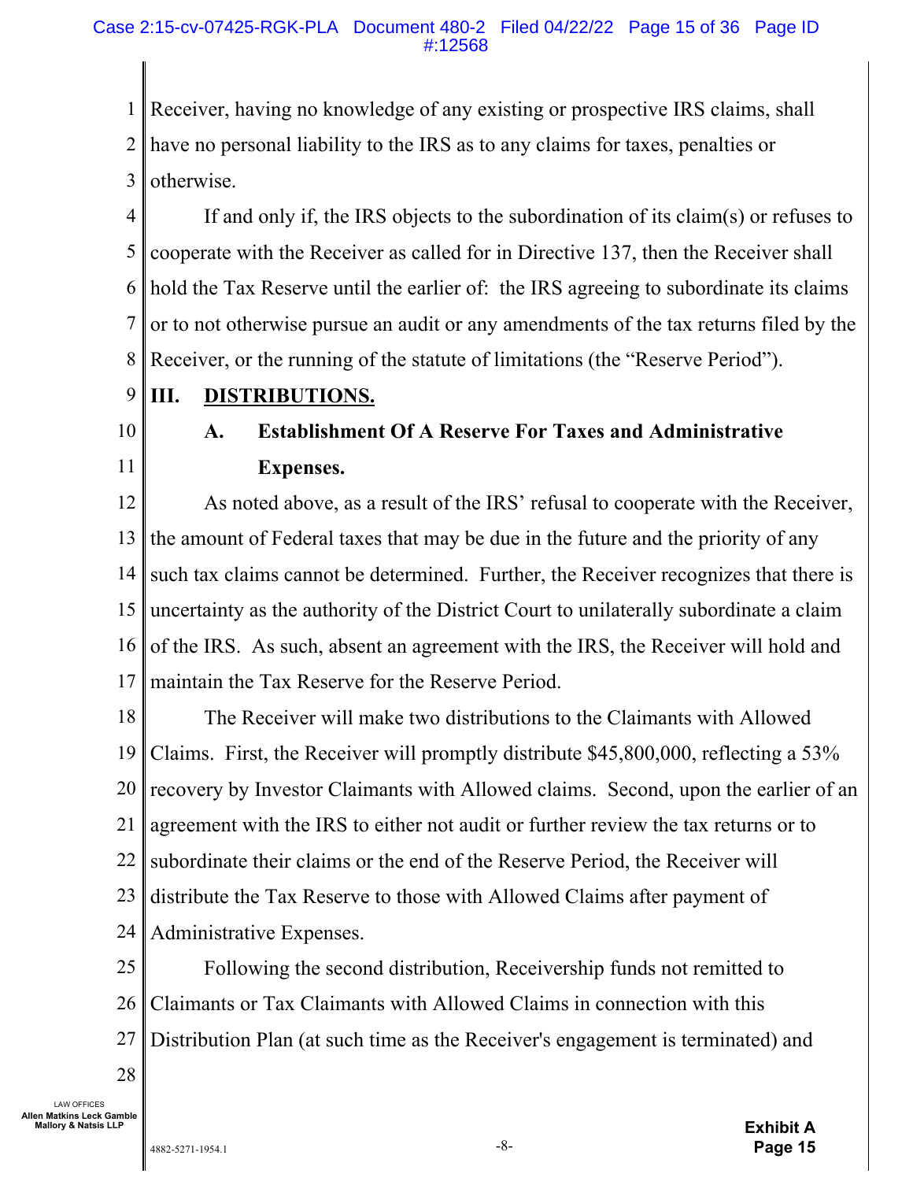Receiver, having no knowledge of any existing or prospective IRS claims, shall have no personal liability to the IRS as to any claims for taxes, penalties or otherwise.

If and only if, the IRS objects to the subordination of its claim(s) or refuses to cooperate with the Receiver as called for in Directive 137, then the Receiver shall hold the Tax Reserve until the earlier of: the IRS agreeing to subordinate its claims or to not otherwise pursue an audit or any amendments of the tax returns filed by the Receiver, or the running of the statute of limitations (the "Reserve Period").

## III. DISTRIBUTIONS.

### A. Establishment Of A Reserve For Taxes and Administrative Expenses.

As noted above, as a result of the IRS' refusal to cooperate with the Receiver, the amount of Federal taxes that may be due in the future and the priority of any such tax claims cannot be determined. Further, the Receiver recognizes that there is uncertainty as the authority of the District Court to unilaterally subordinate a claim of the IRS. As such, absent an agreement with the IRS, the Receiver will hold and maintain the Tax Reserve for the Reserve Period.

The Receiver will make two distributions to the Claimants with Allowed Claims. First, the Receiver will promptly distribute $45,800,000, reflecting a 53% recovery by Investor Claimants with Allowed claims. Second, upon the earlier of an agreement with the IRS to either not audit or further review the tax returns or to subordinate their claims or the end of the Reserve Period, the Receiver will distribute the Tax Reserve to those with Allowed Claims after payment of Administrative Expenses.

Following the second distribution, Receivership funds not remitted to Claimants or Tax Claimants with Allowed Claims in connection with this Distribution Plan (at such time as the Receiver's engagement is terminated) and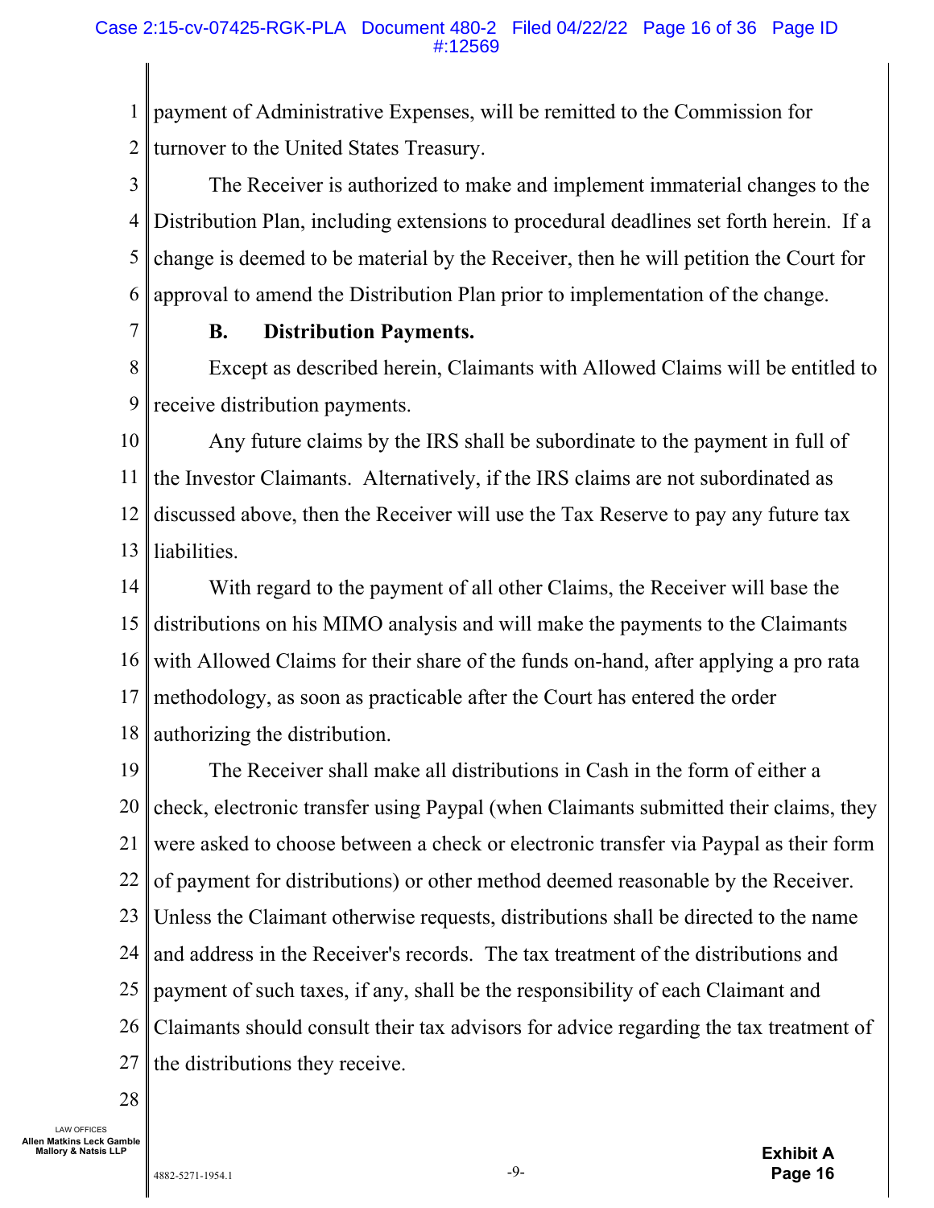payment of Administrative Expenses, will be remitted to the Commission for turnover to the United States Treasury.

The Receiver is authorized to make and implement immaterial changes to the Distribution Plan, including extensions to procedural deadlines set forth herein. If a change is deemed to be material by the Receiver, then he will petition the Court for approval to amend the Distribution Plan prior to implementation of the change.

### B. Distribution Payments.

Except as described herein, Claimants with Allowed Claims will be entitled to receive distribution payments.

Any future claims by the IRS shall be subordinate to the payment in full of the Investor Claimants. Alternatively, if the IRS claims are not subordinated as discussed above, then the Receiver will use the Tax Reserve to pay any future tax liabilities.

With regard to the payment of all other Claims, the Receiver will base the distributions on his MIMO analysis and will make the payments to the Claimants with Allowed Claims for their share of the funds on-hand, after applying a pro rata methodology, as soon as practicable after the Court has entered the order authorizing the distribution.

The Receiver shall make all distributions in Cash in the form of either a check, electronic transfer using Paypal (when Claimants submitted their claims, they were asked to choose between a check or electronic transfer via Paypal as their form of payment for distributions) or other method deemed reasonable by the Receiver. Unless the Claimant otherwise requests, distributions shall be directed to the name and address in the Receiver's records. The tax treatment of the distributions and payment of such taxes, if any, shall be the responsibility of each Claimant and Claimants should consult their tax advisors for advice regarding the tax treatment of the distributions they receive.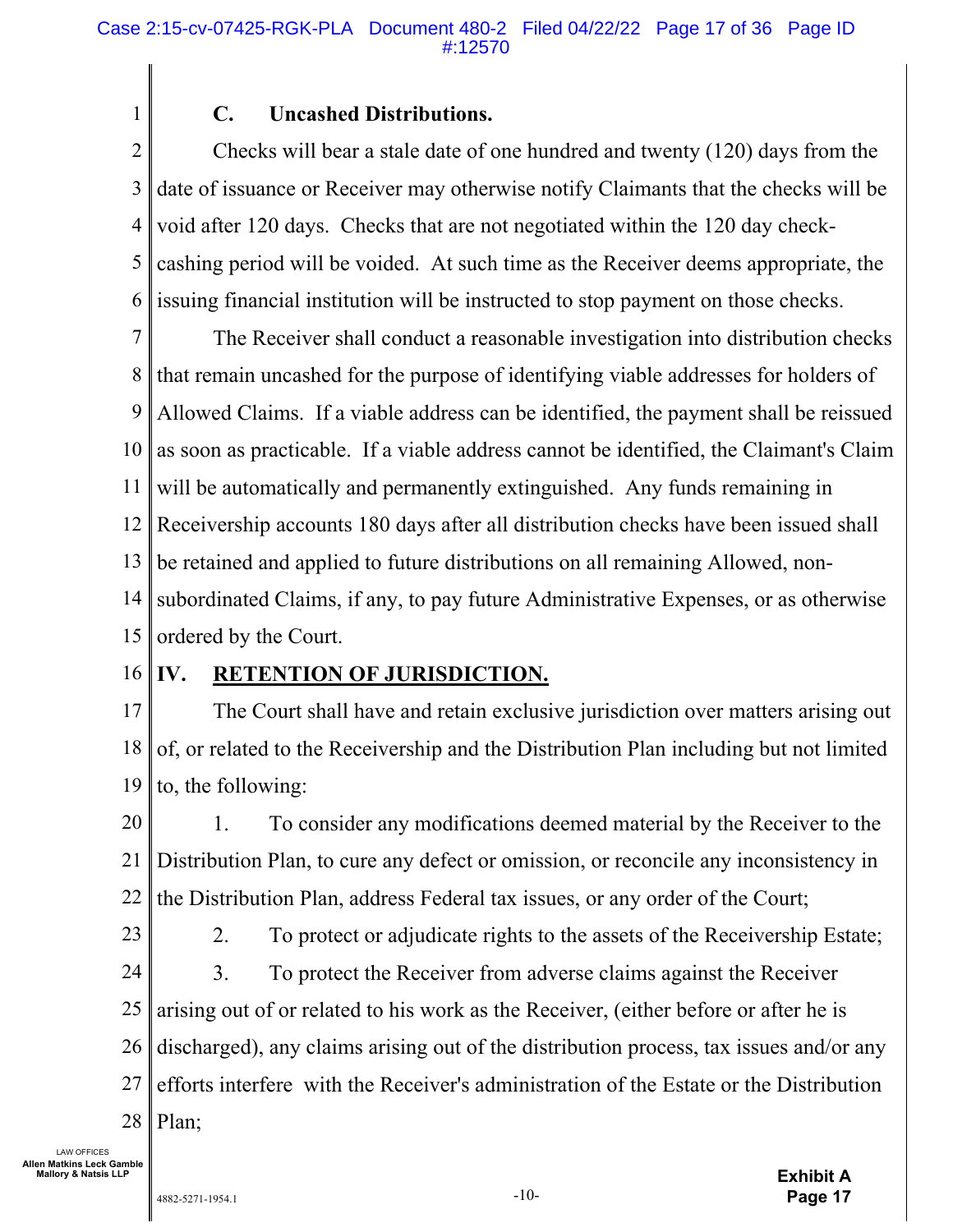### C. Uncashed Distributions.

Checks will bear a stale date of one hundred and twenty (120) days from the date of issuance or Receiver may otherwise notify Claimants that the checks will be void after 120 days. Checks that are not negotiated within the 120 day check-cashing period will be voided. At such time as the Receiver deems appropriate, the issuing financial institution will be instructed to stop payment on those checks.

The Receiver shall conduct a reasonable investigation into distribution checks that remain uncashed for the purpose of identifying viable addresses for holders of Allowed Claims. If a viable address can be identified, the payment shall be reissued as soon as practicable. If a viable address cannot be identified, the Claimant's Claim will be automatically and permanently extinguished. Any funds remaining in Receivership accounts 180 days after all distribution checks have been issued shall be retained and applied to future distributions on all remaining Allowed, non-subordinated Claims, if any, to pay future Administrative Expenses, or as otherwise ordered by the Court.

## IV. RETENTION OF JURISDICTION.

The Court shall have and retain exclusive jurisdiction over matters arising out of, or related to the Receivership and the Distribution Plan including but not limited to, the following:

1. To consider any modifications deemed material by the Receiver to the Distribution Plan, to cure any defect or omission, or reconcile any inconsistency in the Distribution Plan, address Federal tax issues, or any order of the Court;

2. To protect or adjudicate rights to the assets of the Receivership Estate;

3. To protect the Receiver from adverse claims against the Receiver arising out of or related to his work as the Receiver, (either before or after he is discharged), any claims arising out of the distribution process, tax issues and/or any efforts interfere with the Receiver's administration of the Estate or the Distribution Plan;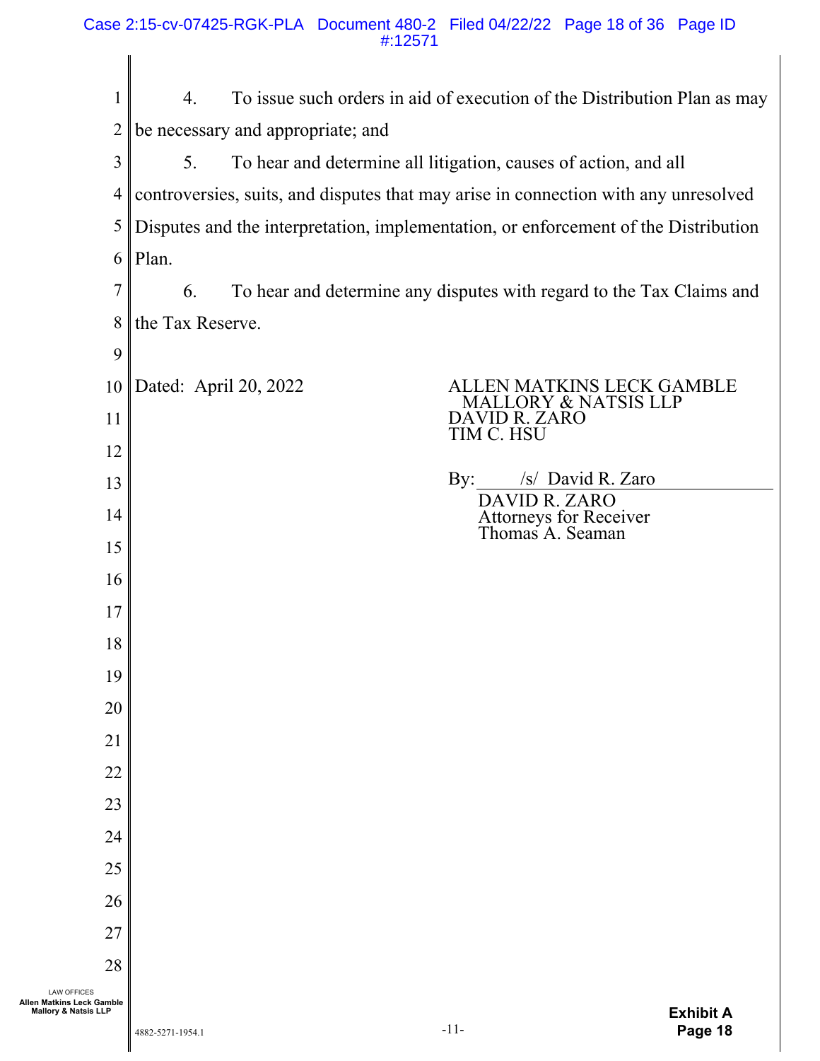4. To issue such orders in aid of execution of the Distribution Plan as may be necessary and appropriate; and

5. To hear and determine all litigation, causes of action, and all controversies, suits, and disputes that may arise in connection with any unresolved Disputes and the interpretation, implementation, or enforcement of the Distribution Plan.

6. To hear and determine any disputes with regard to the Tax Claims and the Tax Reserve.

Dated: April 20, 2022

ALLEN MATKINS LECK GAMBLE MALLORY & NATSIS LLP
DAVID R. ZARO
TIM C. HSU

By: /s/ David R. Zaro
DAVID R. ZARO
Attorneys for Receiver
Thomas A. Seaman

Exhibit A
Page 18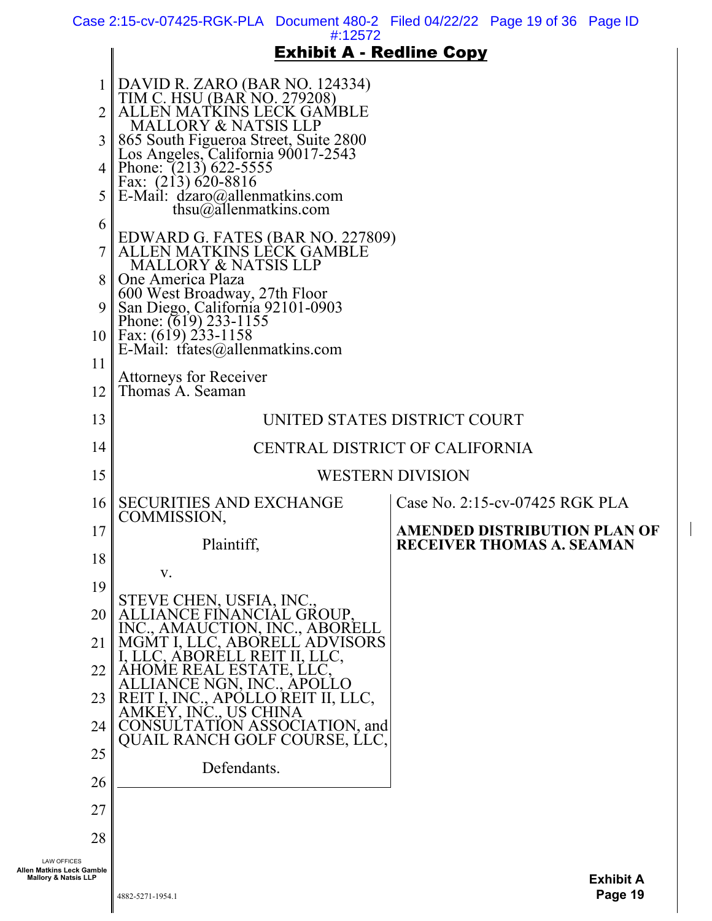**Exhibit A - Redline Copy**

DAVID R. ZARO (BAR NO. 124334)
TIM C. HSU (BAR NO. 279208)
ALLEN MATKINS LECK GAMBLE
MALLORY & NATSIS LLP
865 South Figueroa Street, Suite 2800
Los Angeles, California 90017-2543
Phone: (213) 622-5555
Fax: (213) 620-8816
E-Mail: dzaro@allenmatkins.com
thsu@allenmatkins.com

EDWARD G. FATES (BAR NO. 227809)
ALLEN MATKINS LECK GAMBLE
MALLORY & NATSIS LLP
One America Plaza
600 West Broadway, 27th Floor
San Diego, California 92101-0903
Phone: (619) 233-1155
Fax: (619) 233-1158
E-Mail: tfates@allenmatkins.com

Attorneys for Receiver
Thomas A. Seaman

UNITED STATES DISTRICT COURT

CENTRAL DISTRICT OF CALIFORNIA

WESTERN DIVISION

| | |
|---|---|
| SECURITIES AND EXCHANGE COMMISSION,<br><br>Plaintiff,<br><br>v.<br><br>STEVE CHEN, USFIA, INC., ALLIANCE FINANCIAL GROUP, INC., AMAUCTION, INC., ABORELL MGMT I, LLC, ABORELL ADVISORS I, LLC, ABORELL REIT II, LLC, AHOME REAL ESTATE, LLC, ALLIANCE NGN, INC., APOLLO REIT I, INC., APOLLO REIT II, LLC, AMKEY, INC., US CHINA CONSULTATION ASSOCIATION, and QUAIL RANCH GOLF COURSE, LLC,<br><br>Defendants. | Case No. 2:15-cv-07425 RGK PLA<br><br>**AMENDED DISTRIBUTION PLAN OF RECEIVER THOMAS A. SEAMAN** |

4882-5271-1954.1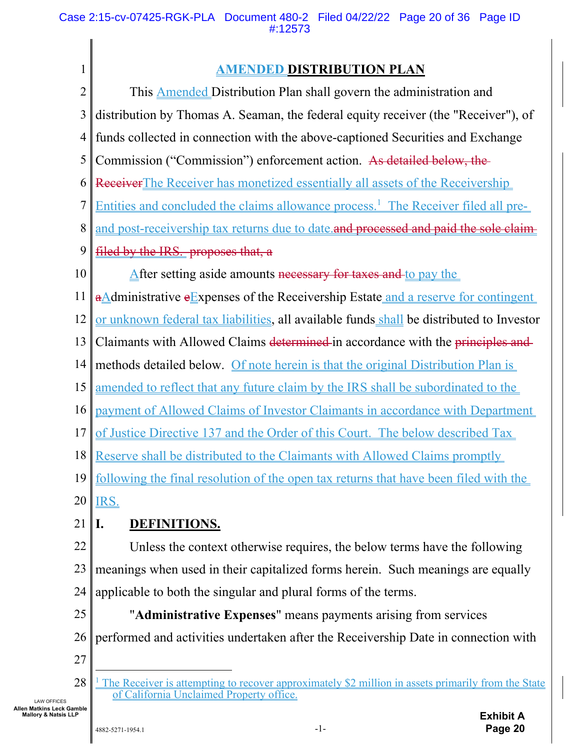# AMENDED DISTRIBUTION PLAN

This Amended Distribution Plan shall govern the administration and distribution by Thomas A. Seaman, the federal equity receiver (the "Receiver"), of funds collected in connection with the above-captioned Securities and Exchange Commission ("Commission") enforcement action. ~~As detailed below, the Receiver~~The Receiver has monetized essentially all assets of the Receivership Entities and concluded the claims allowance process.[1] The Receiver filed all pre- and post-receivership tax returns due to date.~~and processed and paid the sole claim filed by the IRS. proposes that, a~~

After setting aside amounts ~~necessary for taxes and~~ to pay the ~~a~~Administrative ~~e~~Expenses of the Receivership Estate and a reserve for contingent or unknown federal tax liabilities, all available funds shall be distributed to Investor Claimants with Allowed Claims ~~determined~~ in accordance with the ~~principles and~~ methods detailed below. Of note herein is that the original Distribution Plan is amended to reflect that any future claim by the IRS shall be subordinated to the payment of Allowed Claims of Investor Claimants in accordance with Department of Justice Directive 137 and the Order of this Court. The below described Tax Reserve shall be distributed to the Claimants with Allowed Claims promptly following the final resolution of the open tax returns that have been filed with the IRS.

## I. DEFINITIONS.

Unless the context otherwise requires, the below terms have the following meanings when used in their capitalized forms herein. Such meanings are equally applicable to both the singular and plural forms of the terms.

"**Administrative Expenses**" means payments arising from services performed and activities undertaken after the Receivership Date in connection with

---

[1] The Receiver is attempting to recover approximately $2 million in assets primarily from the State of California Unclaimed Property office.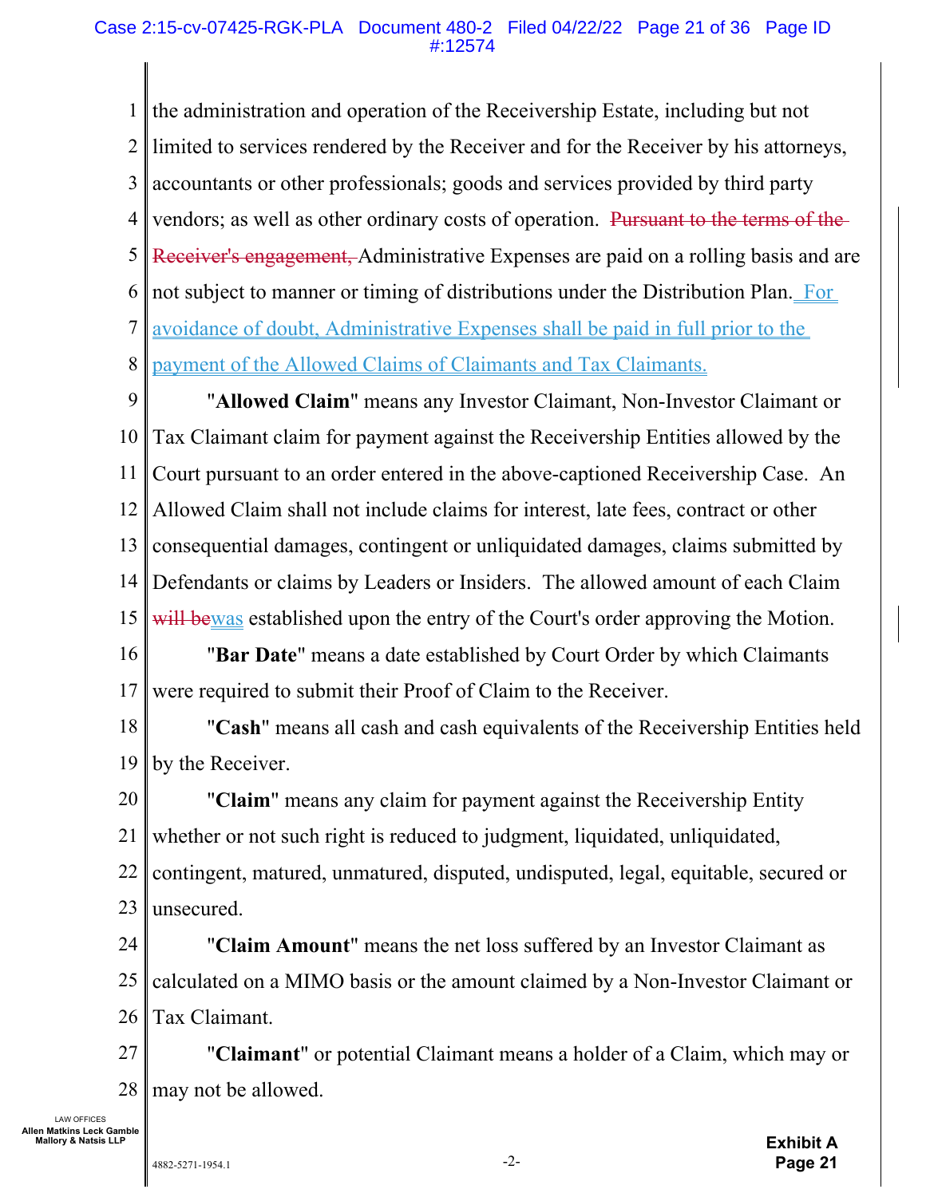the administration and operation of the Receivership Estate, including but not limited to services rendered by the Receiver and for the Receiver by his attorneys, accountants or other professionals; goods and services provided by third party vendors; as well as other ordinary costs of operation. ~~Pursuant to the terms of the Receiver's engagement,~~ Administrative Expenses are paid on a rolling basis and are not subject to manner or timing of distributions under the Distribution Plan. For avoidance of doubt, Administrative Expenses shall be paid in full prior to the payment of the Allowed Claims of Claimants and Tax Claimants.

"**Allowed Claim**" means any Investor Claimant, Non-Investor Claimant or Tax Claimant claim for payment against the Receivership Entities allowed by the Court pursuant to an order entered in the above-captioned Receivership Case. An Allowed Claim shall not include claims for interest, late fees, contract or other consequential damages, contingent or unliquidated damages, claims submitted by Defendants or claims by Leaders or Insiders. The allowed amount of each Claim ~~will be~~was established upon the entry of the Court's order approving the Motion.

"**Bar Date**" means a date established by Court Order by which Claimants were required to submit their Proof of Claim to the Receiver.

"**Cash**" means all cash and cash equivalents of the Receivership Entities held by the Receiver.

"**Claim**" means any claim for payment against the Receivership Entity whether or not such right is reduced to judgment, liquidated, unliquidated, contingent, matured, unmatured, disputed, undisputed, legal, equitable, secured or unsecured.

"**Claim Amount**" means the net loss suffered by an Investor Claimant as calculated on a MIMO basis or the amount claimed by a Non-Investor Claimant or Tax Claimant.

"**Claimant**" or potential Claimant means a holder of a Claim, which may or may not be allowed.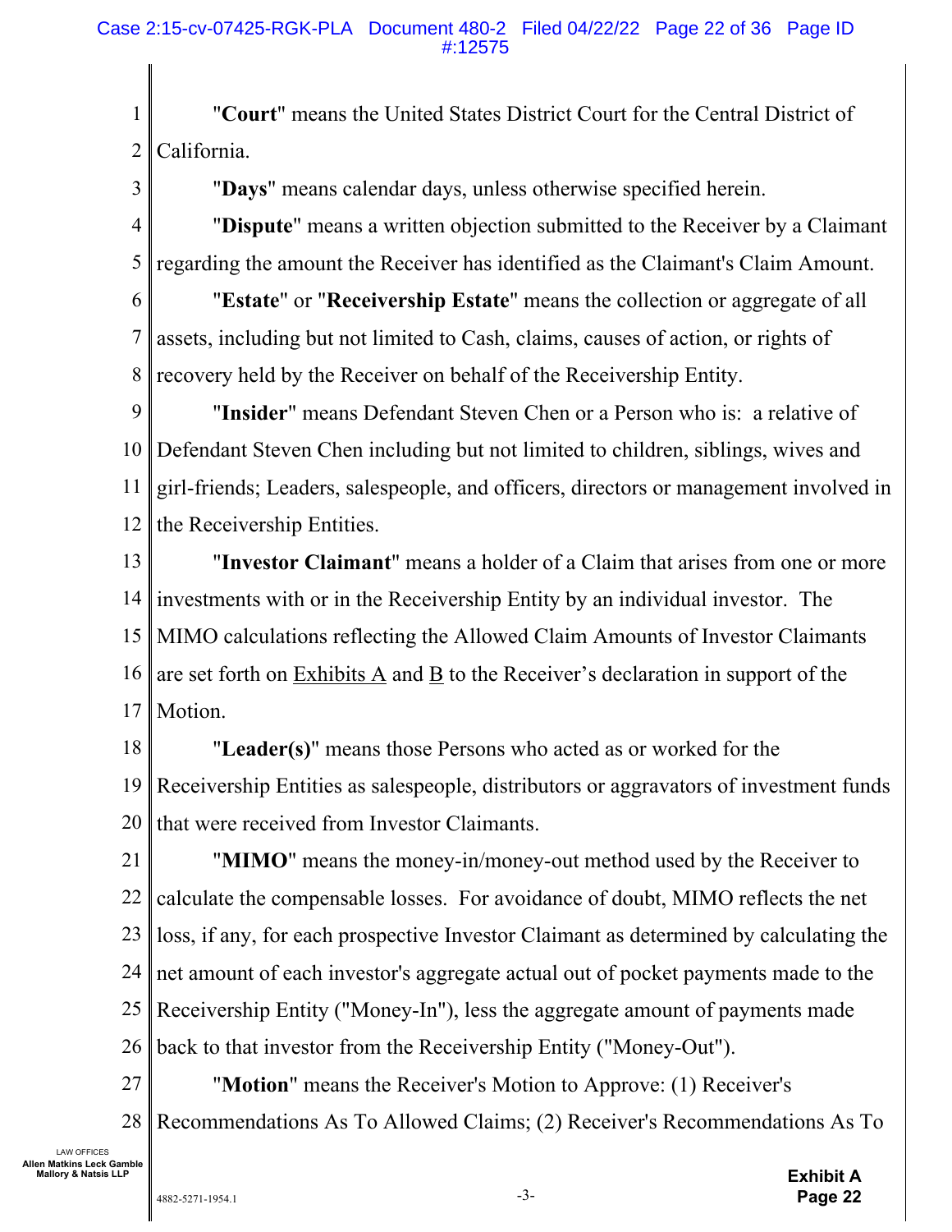"**Court**" means the United States District Court for the Central District of California.

"**Days**" means calendar days, unless otherwise specified herein.

"**Dispute**" means a written objection submitted to the Receiver by a Claimant regarding the amount the Receiver has identified as the Claimant's Claim Amount.

"**Estate**" or "**Receivership Estate**" means the collection or aggregate of all assets, including but not limited to Cash, claims, causes of action, or rights of recovery held by the Receiver on behalf of the Receivership Entity.

"**Insider**" means Defendant Steven Chen or a Person who is: a relative of Defendant Steven Chen including but not limited to children, siblings, wives and girl-friends; Leaders, salespeople, and officers, directors or management involved in the Receivership Entities.

"**Investor Claimant**" means a holder of a Claim that arises from one or more investments with or in the Receivership Entity by an individual investor. The MIMO calculations reflecting the Allowed Claim Amounts of Investor Claimants are set forth on Exhibits A and B to the Receiver's declaration in support of the Motion.

"**Leader(s)**" means those Persons who acted as or worked for the Receivership Entities as salespeople, distributors or aggravators of investment funds that were received from Investor Claimants.

"**MIMO**" means the money-in/money-out method used by the Receiver to calculate the compensable losses. For avoidance of doubt, MIMO reflects the net loss, if any, for each prospective Investor Claimant as determined by calculating the net amount of each investor's aggregate actual out of pocket payments made to the Receivership Entity ("Money-In"), less the aggregate amount of payments made back to that investor from the Receivership Entity ("Money-Out").

"**Motion**" means the Receiver's Motion to Approve: (1) Receiver's Recommendations As To Allowed Claims; (2) Receiver's Recommendations As To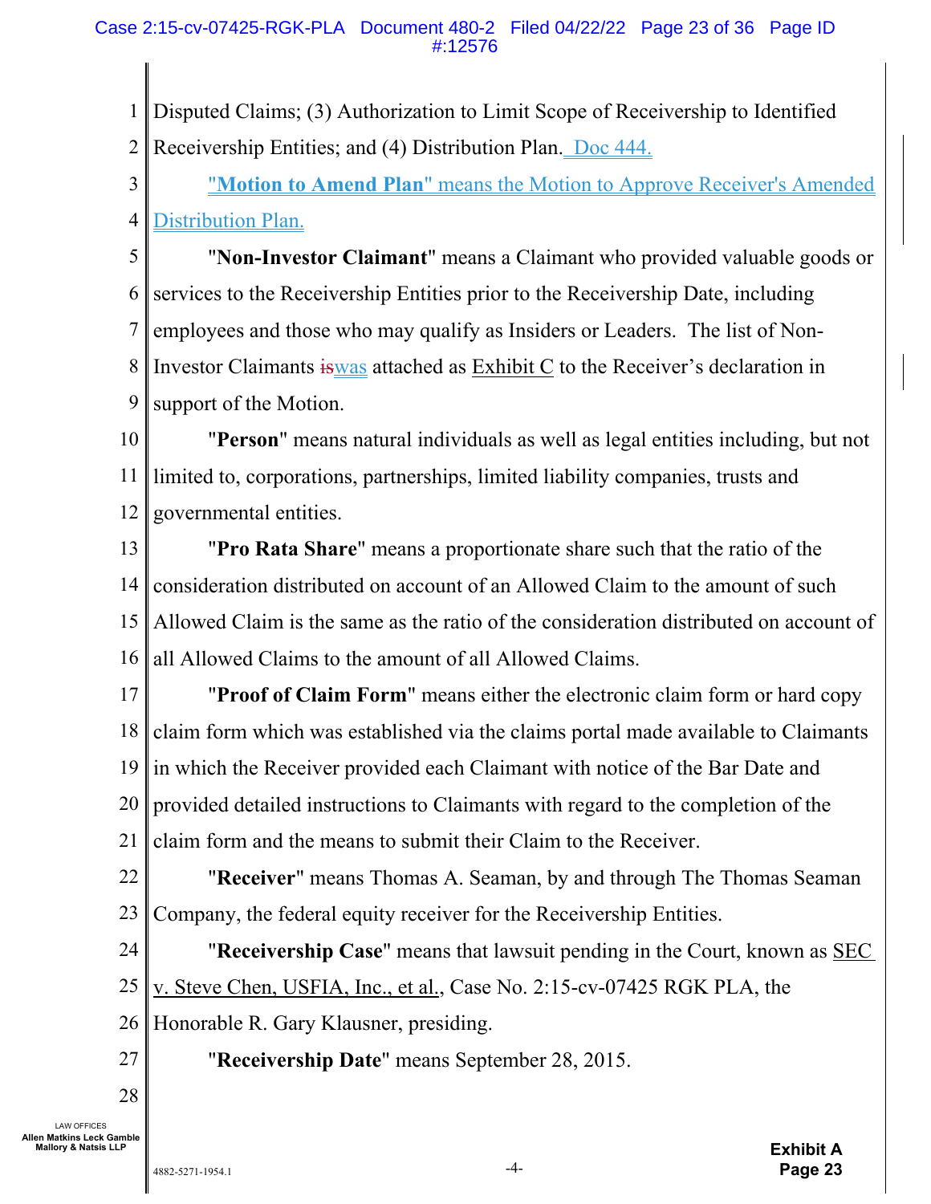Disputed Claims; (3) Authorization to Limit Scope of Receivership to Identified Receivership Entities; and (4) Distribution Plan. Doc 444.

"**Motion to Amend Plan**" means the Motion to Approve Receiver's Amended Distribution Plan.

"**Non-Investor Claimant**" means a Claimant who provided valuable goods or services to the Receivership Entities prior to the Receivership Date, including employees and those who may qualify as Insiders or Leaders. The list of Non-Investor Claimants ~~is~~was attached as Exhibit C to the Receiver's declaration in support of the Motion.

"**Person**" means natural individuals as well as legal entities including, but not limited to, corporations, partnerships, limited liability companies, trusts and governmental entities.

"**Pro Rata Share**" means a proportionate share such that the ratio of the consideration distributed on account of an Allowed Claim to the amount of such Allowed Claim is the same as the ratio of the consideration distributed on account of all Allowed Claims to the amount of all Allowed Claims.

"**Proof of Claim Form**" means either the electronic claim form or hard copy claim form which was established via the claims portal made available to Claimants in which the Receiver provided each Claimant with notice of the Bar Date and provided detailed instructions to Claimants with regard to the completion of the claim form and the means to submit their Claim to the Receiver.

"**Receiver**" means Thomas A. Seaman, by and through The Thomas Seaman Company, the federal equity receiver for the Receivership Entities.

"**Receivership Case**" means that lawsuit pending in the Court, known as SEC v. Steve Chen, USFIA, Inc., et al., Case No. 2:15-cv-07425 RGK PLA, the Honorable R. Gary Klausner, presiding.

"**Receivership Date**" means September 28, 2015.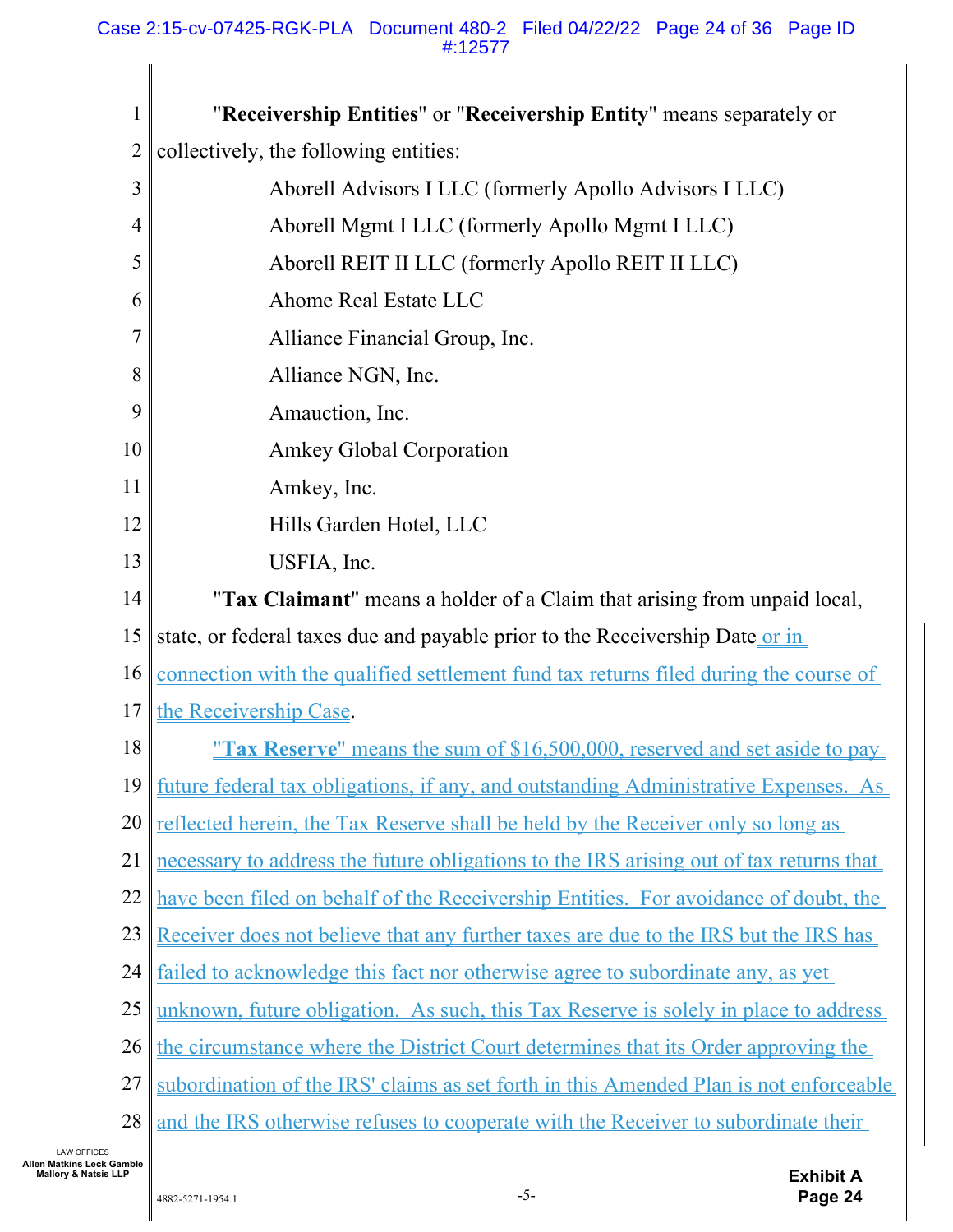"**Receivership Entities**" or "**Receivership Entity**" means separately or collectively, the following entities:

Aborell Advisors I LLC (formerly Apollo Advisors I LLC)
Aborell Mgmt I LLC (formerly Apollo Mgmt I LLC)
Aborell REIT II LLC (formerly Apollo REIT II LLC)
Ahome Real Estate LLC
Alliance Financial Group, Inc.
Alliance NGN, Inc.
Amauction, Inc.
Amkey Global Corporation
Amkey, Inc.
Hills Garden Hotel, LLC
USFIA, Inc.

"**Tax Claimant**" means a holder of a Claim that arising from unpaid local, state, or federal taxes due and payable prior to the Receivership Date or in connection with the qualified settlement fund tax returns filed during the course of the Receivership Case.

"**Tax Reserve**" means the sum of $16,500,000, reserved and set aside to pay future federal tax obligations, if any, and outstanding Administrative Expenses. As reflected herein, the Tax Reserve shall be held by the Receiver only so long as necessary to address the future obligations to the IRS arising out of tax returns that have been filed on behalf of the Receivership Entities. For avoidance of doubt, the Receiver does not believe that any further taxes are due to the IRS but the IRS has failed to acknowledge this fact nor otherwise agree to subordinate any, as yet unknown, future obligation. As such, this Tax Reserve is solely in place to address the circumstance where the District Court determines that its Order approving the subordination of the IRS' claims as set forth in this Amended Plan is not enforceable and the IRS otherwise refuses to cooperate with the Receiver to subordinate their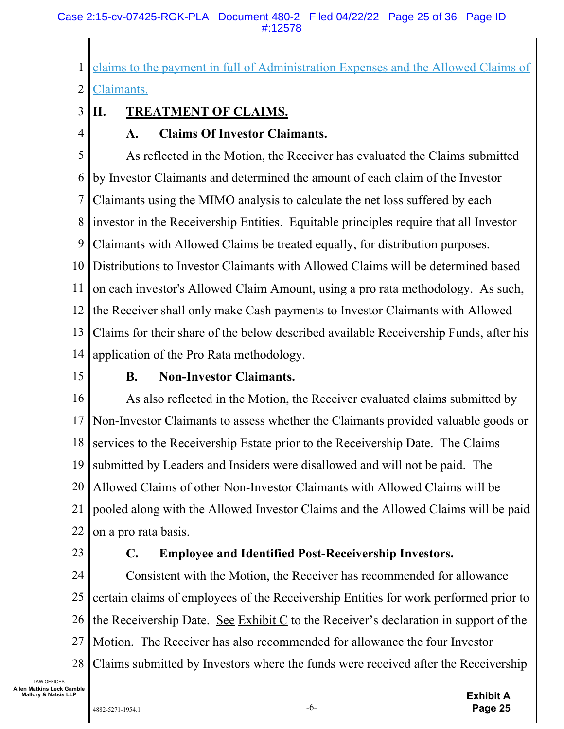claims to the payment in full of Administration Expenses and the Allowed Claims of Claimants.

## II. TREATMENT OF CLAIMS.

### A. Claims Of Investor Claimants.

As reflected in the Motion, the Receiver has evaluated the Claims submitted by Investor Claimants and determined the amount of each claim of the Investor Claimants using the MIMO analysis to calculate the net loss suffered by each investor in the Receivership Entities. Equitable principles require that all Investor Claimants with Allowed Claims be treated equally, for distribution purposes. Distributions to Investor Claimants with Allowed Claims will be determined based on each investor's Allowed Claim Amount, using a pro rata methodology. As such, the Receiver shall only make Cash payments to Investor Claimants with Allowed Claims for their share of the below described available Receivership Funds, after his application of the Pro Rata methodology.

### B. Non-Investor Claimants.

As also reflected in the Motion, the Receiver evaluated claims submitted by Non-Investor Claimants to assess whether the Claimants provided valuable goods or services to the Receivership Estate prior to the Receivership Date. The Claims submitted by Leaders and Insiders were disallowed and will not be paid. The Allowed Claims of other Non-Investor Claimants with Allowed Claims will be pooled along with the Allowed Investor Claims and the Allowed Claims will be paid on a pro rata basis.

### C. Employee and Identified Post-Receivership Investors.

Consistent with the Motion, the Receiver has recommended for allowance certain claims of employees of the Receivership Entities for work performed prior to the Receivership Date. See Exhibit C to the Receiver's declaration in support of the Motion. The Receiver has also recommended for allowance the four Investor Claims submitted by Investors where the funds were received after the Receivership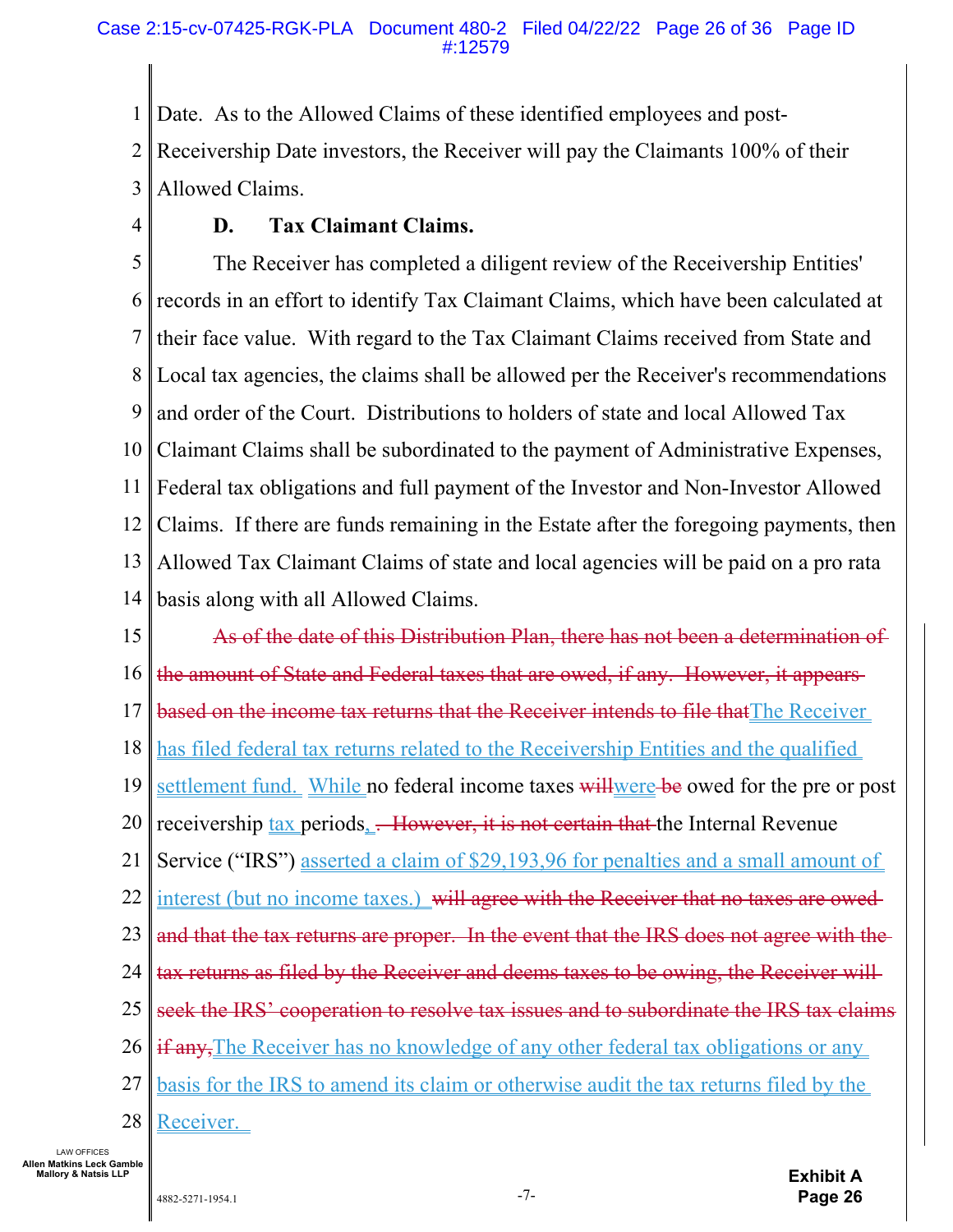Date. As to the Allowed Claims of these identified employees and post-Receivership Date investors, the Receiver will pay the Claimants 100% of their Allowed Claims.

**D. Tax Claimant Claims.**

The Receiver has completed a diligent review of the Receivership Entities' records in an effort to identify Tax Claimant Claims, which have been calculated at their face value. With regard to the Tax Claimant Claims received from State and Local tax agencies, the claims shall be allowed per the Receiver's recommendations and order of the Court. Distributions to holders of state and local Allowed Tax Claimant Claims shall be subordinated to the payment of Administrative Expenses, Federal tax obligations and full payment of the Investor and Non-Investor Allowed Claims. If there are funds remaining in the Estate after the foregoing payments, then Allowed Tax Claimant Claims of state and local agencies will be paid on a pro rata basis along with all Allowed Claims.

~~As of the date of this Distribution Plan, there has not been a determination of the amount of State and Federal taxes that are owed, if any. However, it appears based on the income tax returns that the Receiver intends to file that~~The Receiver has filed federal tax returns related to the Receivership Entities and the qualified settlement fund. While no federal income taxes ~~will~~were ~~be~~ owed for the pre or post receivership tax periods, ~~. However, it is not certain that~~ the Internal Revenue Service ("IRS") asserted a claim of $29,193,96 for penalties and a small amount of interest (but no income taxes.) ~~will agree with the Receiver that no taxes are owed and that the tax returns are proper. In the event that the IRS does not agree with the tax returns as filed by the Receiver and deems taxes to be owing, the Receiver will seek the IRS' cooperation to resolve tax issues and to subordinate the IRS tax claims if any,~~The Receiver has no knowledge of any other federal tax obligations or any basis for the IRS to amend its claim or otherwise audit the tax returns filed by the Receiver.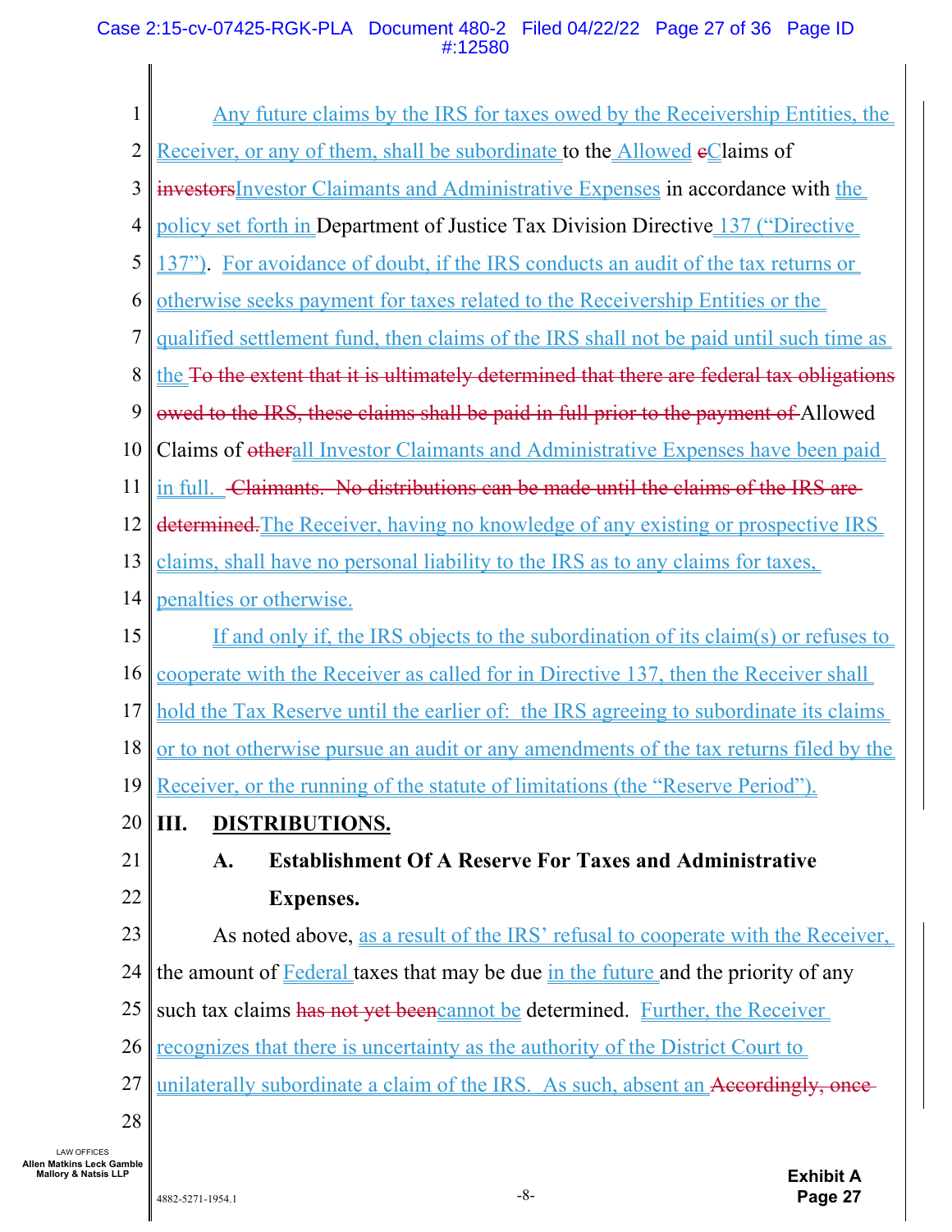Any future claims by the IRS for taxes owed by the Receivership Entities, the Receiver, or any of them, shall be subordinate to the Allowed ~~c~~Claims of ~~investors~~Investor Claimants and Administrative Expenses in accordance with the policy set forth in Department of Justice Tax Division Directive 137 ("Directive 137"). For avoidance of doubt, if the IRS conducts an audit of the tax returns or otherwise seeks payment for taxes related to the Receivership Entities or the qualified settlement fund, then claims of the IRS shall not be paid until such time as the ~~To the extent that it is ultimately determined that there are federal tax obligations owed to the IRS, these claims shall be paid in full prior to the payment of~~ Allowed Claims of ~~other~~all Investor Claimants and Administrative Expenses have been paid in full. ~~Claimants. No distributions can be made until the claims of the IRS are determined.~~The Receiver, having no knowledge of any existing or prospective IRS claims, shall have no personal liability to the IRS as to any claims for taxes, penalties or otherwise.

If and only if, the IRS objects to the subordination of its claim(s) or refuses to cooperate with the Receiver as called for in Directive 137, then the Receiver shall hold the Tax Reserve until the earlier of: the IRS agreeing to subordinate its claims or to not otherwise pursue an audit or any amendments of the tax returns filed by the Receiver, or the running of the statute of limitations (the "Reserve Period").

## III. DISTRIBUTIONS.

### A. Establishment Of A Reserve For Taxes and Administrative Expenses.

As noted above, as a result of the IRS' refusal to cooperate with the Receiver, the amount of Federal taxes that may be due in the future and the priority of any such tax claims ~~has not yet been~~cannot be determined. Further, the Receiver recognizes that there is uncertainty as the authority of the District Court to unilaterally subordinate a claim of the IRS. As such, absent an ~~Accordingly, once~~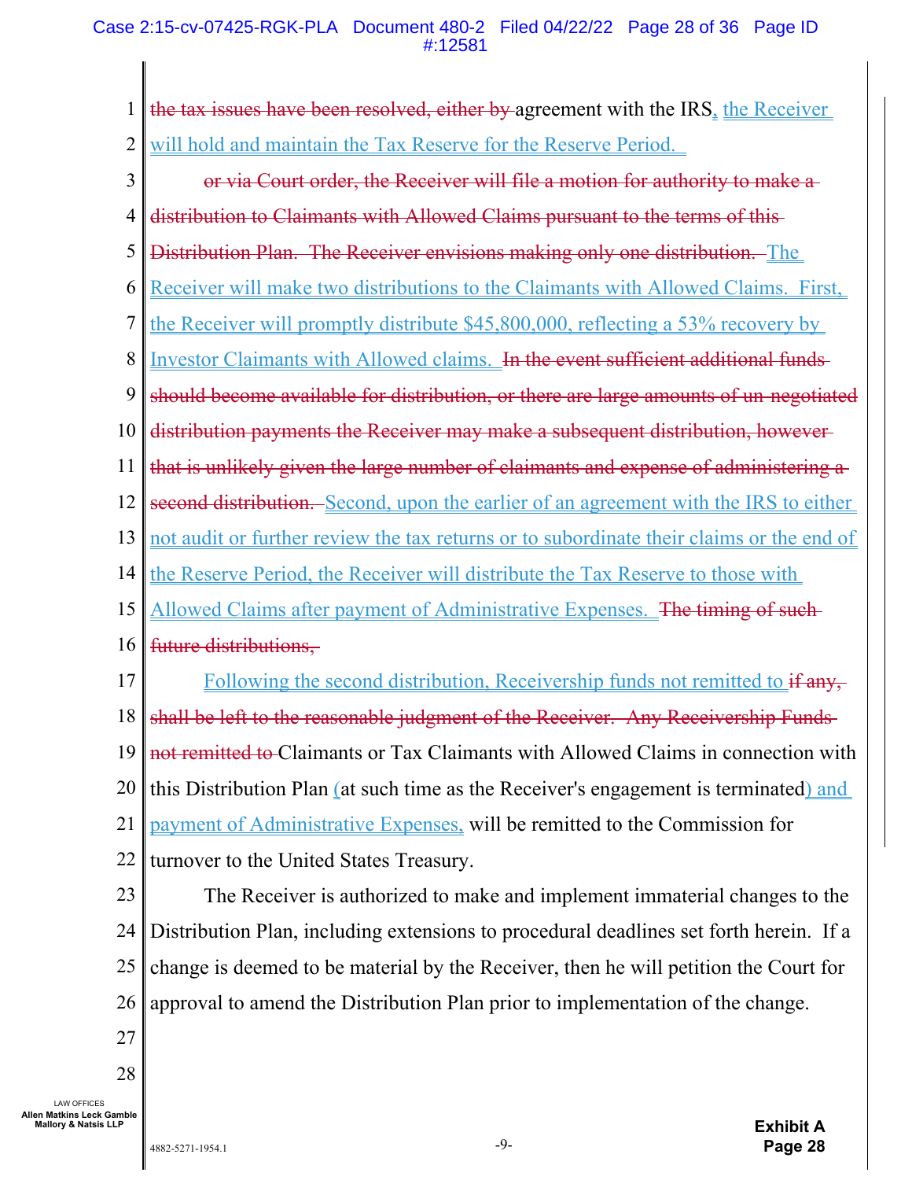~~the tax issues have been resolved, either by~~ agreement with the IRS, the Receiver will hold and maintain the Tax Reserve for the Reserve Period.

~~or via Court order, the Receiver will file a motion for authority to make a distribution to Claimants with Allowed Claims pursuant to the terms of this Distribution Plan. The Receiver envisions making only one distribution.~~ The Receiver will make two distributions to the Claimants with Allowed Claims. First, the Receiver will promptly distribute $45,800,000, reflecting a 53% recovery by Investor Claimants with Allowed claims. ~~In the event sufficient additional funds should become available for distribution, or there are large amounts of un-negotiated distribution payments the Receiver may make a subsequent distribution, however that is unlikely given the large number of claimants and expense of administering a second distribution.~~ Second, upon the earlier of an agreement with the IRS to either not audit or further review the tax returns or to subordinate their claims or the end of the Reserve Period, the Receiver will distribute the Tax Reserve to those with Allowed Claims after payment of Administrative Expenses. ~~The timing of such future distributions,~~

Following the second distribution, Receivership funds not remitted to ~~if any, shall be left to the reasonable judgment of the Receiver. Any Receivership Funds not remitted to~~ Claimants or Tax Claimants with Allowed Claims in connection with this Distribution Plan (at such time as the Receiver's engagement is terminated) and payment of Administrative Expenses, will be remitted to the Commission for turnover to the United States Treasury.

The Receiver is authorized to make and implement immaterial changes to the Distribution Plan, including extensions to procedural deadlines set forth herein. If a change is deemed to be material by the Receiver, then he will petition the Court for approval to amend the Distribution Plan prior to implementation of the change.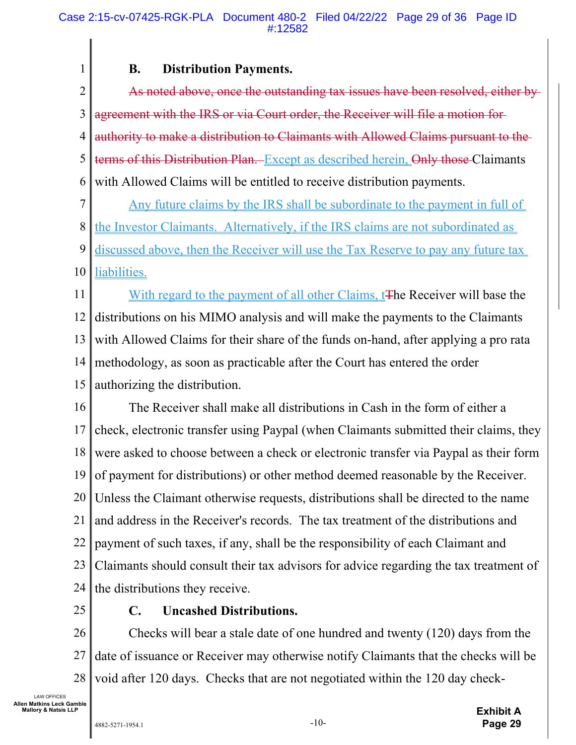### B. Distribution Payments.

~~As noted above, once the outstanding tax issues have been resolved, either by agreement with the IRS or via Court order, the Receiver will file a motion for authority to make a distribution to Claimants with Allowed Claims pursuant to the terms of this Distribution Plan.~~ Except as described herein, ~~Only those~~ Claimants with Allowed Claims will be entitled to receive distribution payments.

Any future claims by the IRS shall be subordinate to the payment in full of the Investor Claimants. Alternatively, if the IRS claims are not subordinated as discussed above, then the Receiver will use the Tax Reserve to pay any future tax liabilities.

With regard to the payment of all other Claims, t~~T~~he Receiver will base the distributions on his MIMO analysis and will make the payments to the Claimants with Allowed Claims for their share of the funds on-hand, after applying a pro rata methodology, as soon as practicable after the Court has entered the order authorizing the distribution.

The Receiver shall make all distributions in Cash in the form of either a check, electronic transfer using Paypal (when Claimants submitted their claims, they were asked to choose between a check or electronic transfer via Paypal as their form of payment for distributions) or other method deemed reasonable by the Receiver. Unless the Claimant otherwise requests, distributions shall be directed to the name and address in the Receiver's records. The tax treatment of the distributions and payment of such taxes, if any, shall be the responsibility of each Claimant and Claimants should consult their tax advisors for advice regarding the tax treatment of the distributions they receive.

### C. Uncashed Distributions.

Checks will bear a stale date of one hundred and twenty (120) days from the date of issuance or Receiver may otherwise notify Claimants that the checks will be void after 120 days. Checks that are not negotiated within the 120 day check-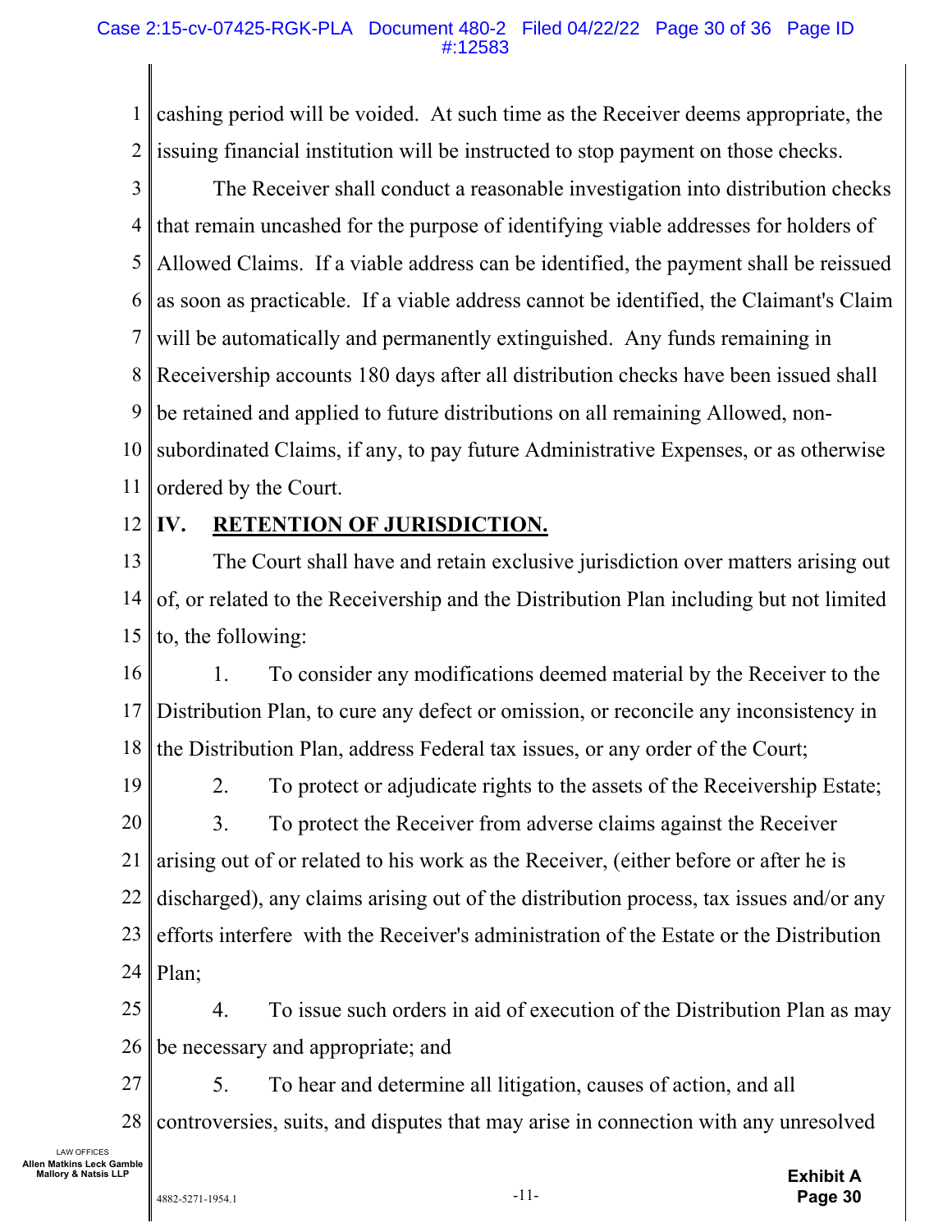cashing period will be voided. At such time as the Receiver deems appropriate, the issuing financial institution will be instructed to stop payment on those checks.

The Receiver shall conduct a reasonable investigation into distribution checks that remain uncashed for the purpose of identifying viable addresses for holders of Allowed Claims. If a viable address can be identified, the payment shall be reissued as soon as practicable. If a viable address cannot be identified, the Claimant's Claim will be automatically and permanently extinguished. Any funds remaining in Receivership accounts 180 days after all distribution checks have been issued shall be retained and applied to future distributions on all remaining Allowed, non-subordinated Claims, if any, to pay future Administrative Expenses, or as otherwise ordered by the Court.

## IV. RETENTION OF JURISDICTION.

The Court shall have and retain exclusive jurisdiction over matters arising out of, or related to the Receivership and the Distribution Plan including but not limited to, the following:

1. To consider any modifications deemed material by the Receiver to the Distribution Plan, to cure any defect or omission, or reconcile any inconsistency in the Distribution Plan, address Federal tax issues, or any order of the Court;

2. To protect or adjudicate rights to the assets of the Receivership Estate;

3. To protect the Receiver from adverse claims against the Receiver arising out of or related to his work as the Receiver, (either before or after he is discharged), any claims arising out of the distribution process, tax issues and/or any efforts interfere with the Receiver's administration of the Estate or the Distribution Plan;

4. To issue such orders in aid of execution of the Distribution Plan as may be necessary and appropriate; and

5. To hear and determine all litigation, causes of action, and all controversies, suits, and disputes that may arise in connection with any unresolved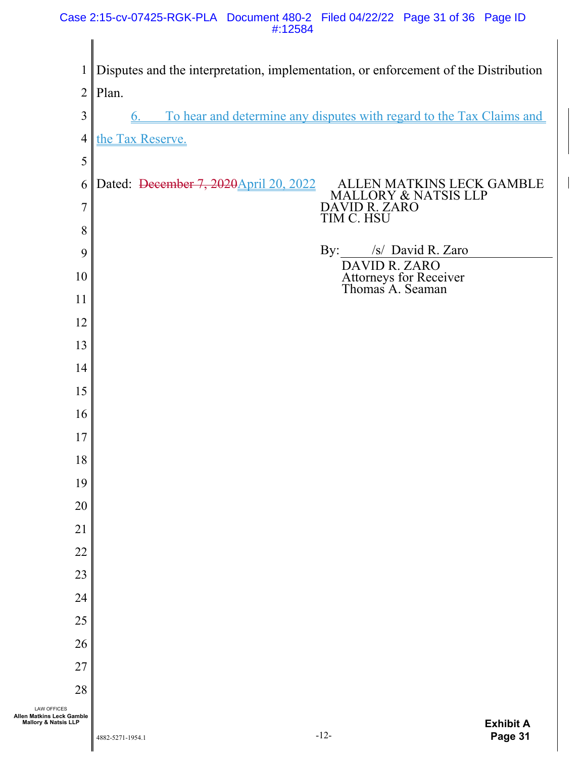Disputes and the interpretation, implementation, or enforcement of the Distribution Plan.

6. To hear and determine any disputes with regard to the Tax Claims and the Tax Reserve.

Dated: ~~December 7, 2020~~ April 20, 2022

ALLEN MATKINS LECK GAMBLE MALLORY & NATSIS LLP
DAVID R. ZARO
TIM C. HSU

By: /s/ David R. Zaro
DAVID R. ZARO
Attorneys for Receiver
Thomas A. Seaman

Exhibit A
Page 31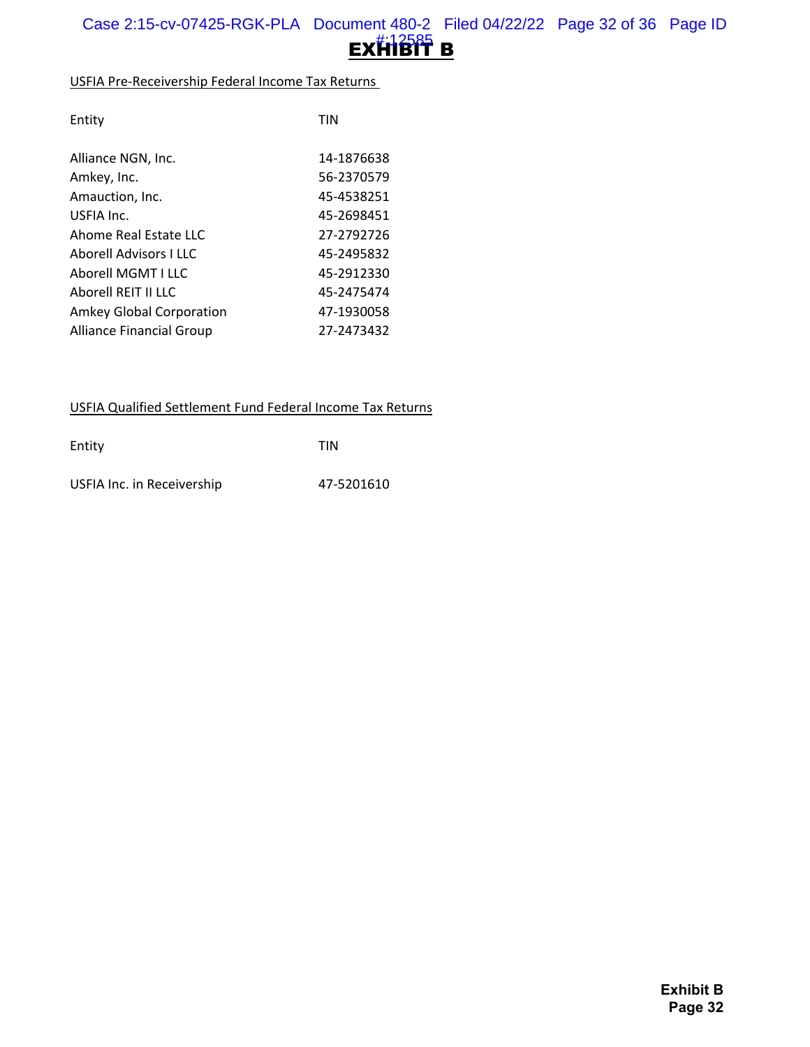# EXHIBIT B

USFIA Pre-Receivership Federal Income Tax Returns

| Entity | TIN |
| --- | --- |
| Alliance NGN, Inc. | 14-1876638 |
| Amkey, Inc. | 56-2370579 |
| Amauction, Inc. | 45-4538251 |
| USFIA Inc. | 45-2698451 |
| Ahome Real Estate LLC | 27-2792726 |
| Aborell Advisors I LLC | 45-2495832 |
| Aborell MGMT I LLC | 45-2912330 |
| Aborell REIT II LLC | 45-2475474 |
| Amkey Global Corporation | 47-1930058 |
| Alliance Financial Group | 27-2473432 |

USFIA Qualified Settlement Fund Federal Income Tax Returns

| Entity | TIN |
| --- | --- |
| USFIA Inc. in Receivership | 47-5201610 |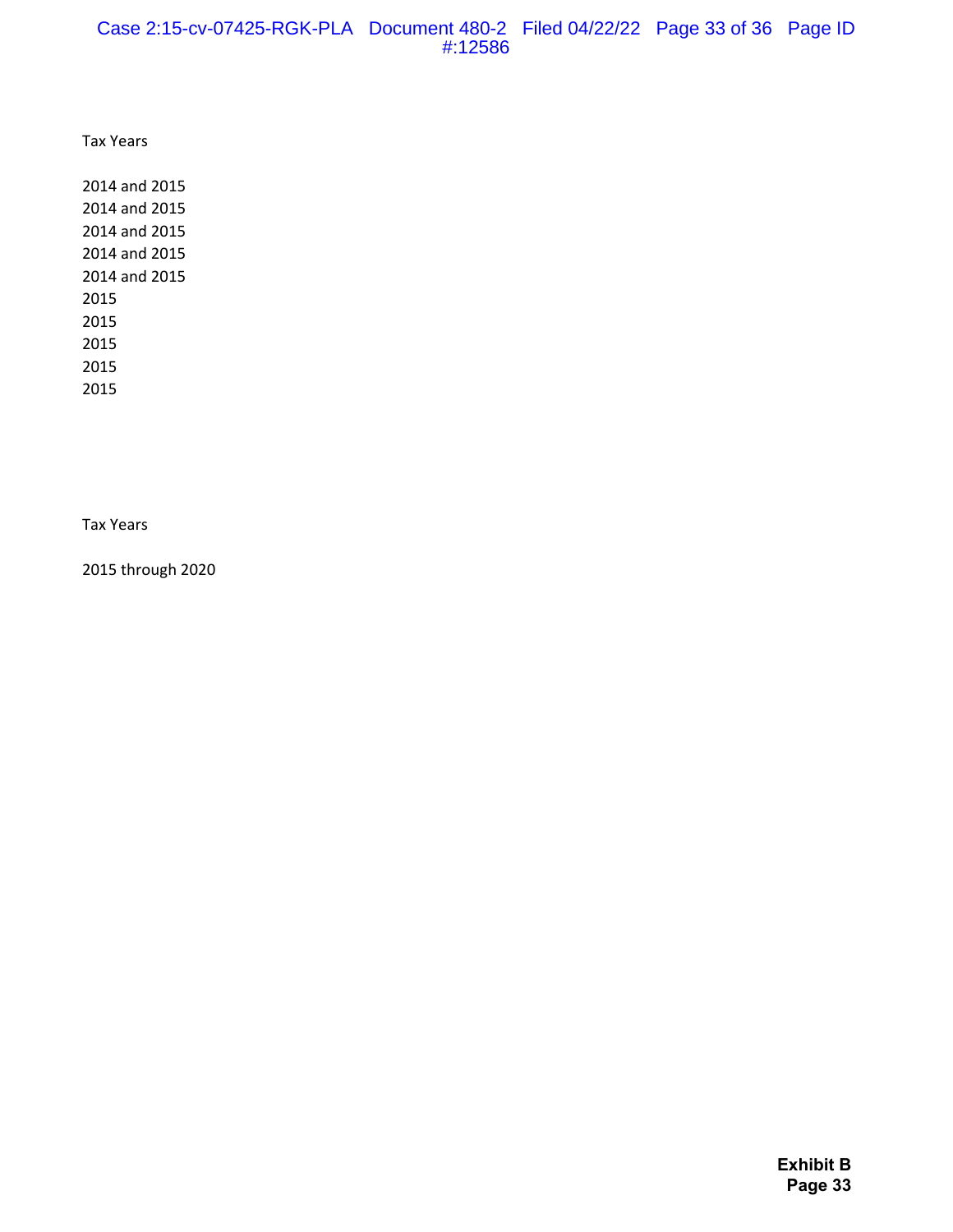| Tax Years |
| --- |
| 2014 and 2015 |
| 2014 and 2015 |
| 2014 and 2015 |
| 2014 and 2015 |
| 2014 and 2015 |
| 2015 |
| 2015 |
| 2015 |
| 2015 |
| 2015 |

| Tax Years |
| --- |
| 2015 through 2020 |

**Exhibit B**
**Page 33**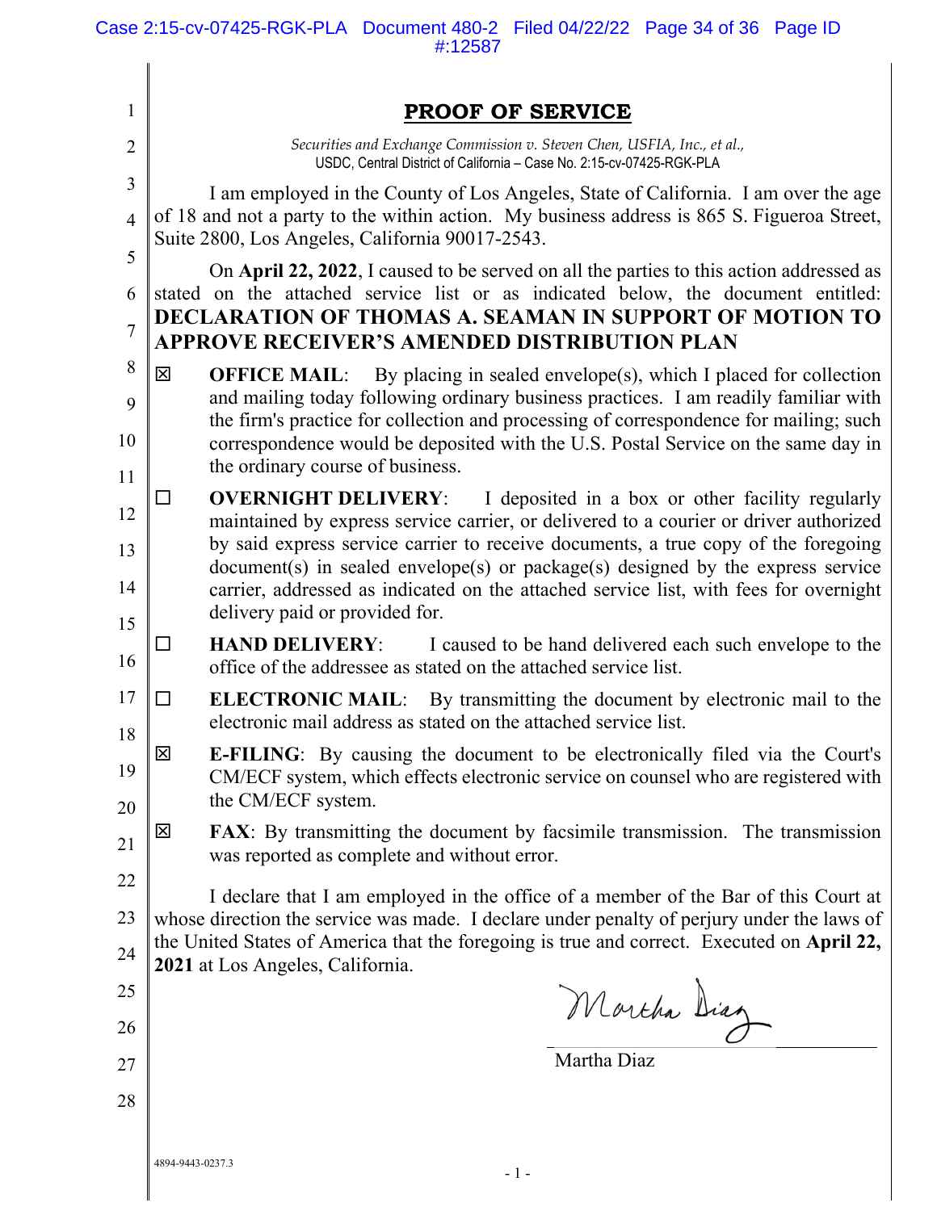# PROOF OF SERVICE

*Securities and Exchange Commission v. Steven Chen, USFIA, Inc., et al.,*
USDC, Central District of California – Case No. 2:15-cv-07425-RGK-PLA

I am employed in the County of Los Angeles, State of California. I am over the age of 18 and not a party to the within action. My business address is 865 S. Figueroa Street, Suite 2800, Los Angeles, California 90017-2543.

On **April 22, 2022**, I caused to be served on all the parties to this action addressed as stated on the attached service list or as indicated below, the document entitled: **DECLARATION OF THOMAS A. SEAMAN IN SUPPORT OF MOTION TO APPROVE RECEIVER'S AMENDED DISTRIBUTION PLAN**

☒ **OFFICE MAIL**: By placing in sealed envelope(s), which I placed for collection and mailing today following ordinary business practices. I am readily familiar with the firm's practice for collection and processing of correspondence for mailing; such correspondence would be deposited with the U.S. Postal Service on the same day in the ordinary course of business.

☐ **OVERNIGHT DELIVERY**: I deposited in a box or other facility regularly maintained by express service carrier, or delivered to a courier or driver authorized by said express service carrier to receive documents, a true copy of the foregoing document(s) in sealed envelope(s) or package(s) designed by the express service carrier, addressed as indicated on the attached service list, with fees for overnight delivery paid or provided for.

☐ **HAND DELIVERY**: I caused to be hand delivered each such envelope to the office of the addressee as stated on the attached service list.

☐ **ELECTRONIC MAIL**: By transmitting the document by electronic mail to the electronic mail address as stated on the attached service list.

☒ **E-FILING**: By causing the document to be electronically filed via the Court's CM/ECF system, which effects electronic service on counsel who are registered with the CM/ECF system.

☒ **FAX**: By transmitting the document by facsimile transmission. The transmission was reported as complete and without error.

I declare that I am employed in the office of a member of the Bar of this Court at whose direction the service was made. I declare under penalty of perjury under the laws of the United States of America that the foregoing is true and correct. Executed on **April 22, 2021** at Los Angeles, California.

*Martha Diaz* (signature)

Martha Diaz

4894-9443-0237.3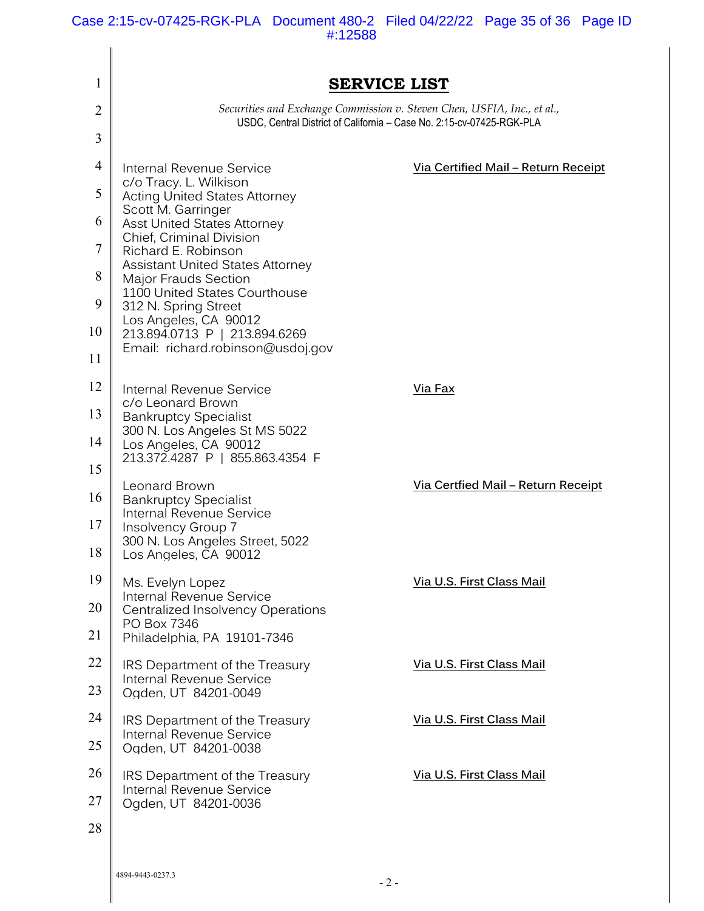# SERVICE LIST

*Securities and Exchange Commission v. Steven Chen, USFIA, Inc., et al.,*
USDC, Central District of California – Case No. 2:15-cv-07425-RGK-PLA

Internal Revenue Service
c/o Tracy. L. Wilkison
Acting United States Attorney
Scott M. Garringer
Asst United States Attorney
Chief, Criminal Division
Richard E. Robinson
Assistant United States Attorney
Major Frauds Section
1100 United States Courthouse
312 N. Spring Street
Los Angeles, CA 90012
213.894.0713 P | 213.894.6269
Email: richard.robinson@usdoj.gov

**Via Certified Mail – Return Receipt**

Internal Revenue Service
c/o Leonard Brown
Bankruptcy Specialist
300 N. Los Angeles St MS 5022
Los Angeles, CA 90012
213.372.4287 P | 855.863.4354 F

**Via Fax**

Leonard Brown
Bankruptcy Specialist
Internal Revenue Service
Insolvency Group 7
300 N. Los Angeles Street, 5022
Los Angeles, CA 90012

**Via Certfied Mail – Return Receipt**

Ms. Evelyn Lopez
Internal Revenue Service
Centralized Insolvency Operations
PO Box 7346
Philadelphia, PA 19101-7346

**Via U.S. First Class Mail**

IRS Department of the Treasury
Internal Revenue Service
Ogden, UT 84201-0049

**Via U.S. First Class Mail**

IRS Department of the Treasury
Internal Revenue Service
Ogden, UT 84201-0038

**Via U.S. First Class Mail**

IRS Department of the Treasury
Internal Revenue Service
Ogden, UT 84201-0036

**Via U.S. First Class Mail**

4894-9443-0237.3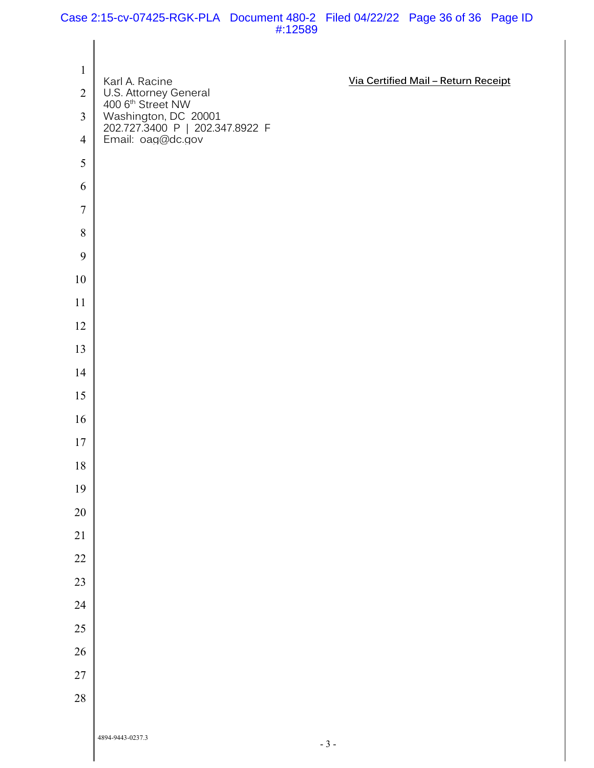Karl A. Racine
U.S. Attorney General
400 6th Street NW
Washington, DC 20001
202.727.3400 P | 202.347.8922 F
Email: oag@dc.gov

**Via Certified Mail – Return Receipt**

4894-9443-0237.3